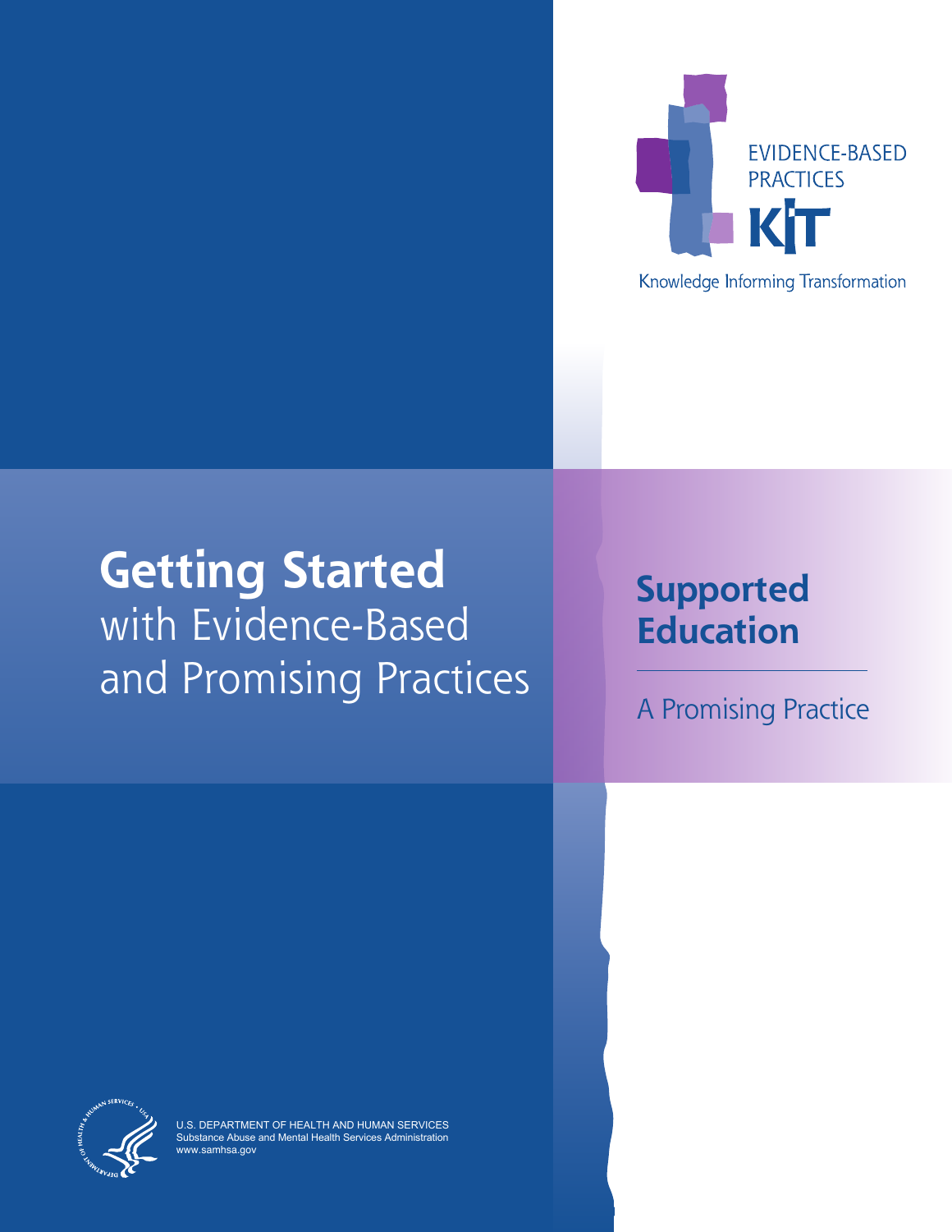EVIDENCE-BASED PRACTICES

KIT

Knowledge Informing Transformation

# Getting Started with Evidence-Based and Promising Practices

## Supported Education

A Promising Practice

U.S. DEPARTMENT OF HEALTH AND HUMAN SERVICES
Substance Abuse and Mental Health Services Administration
www.samhsa.gov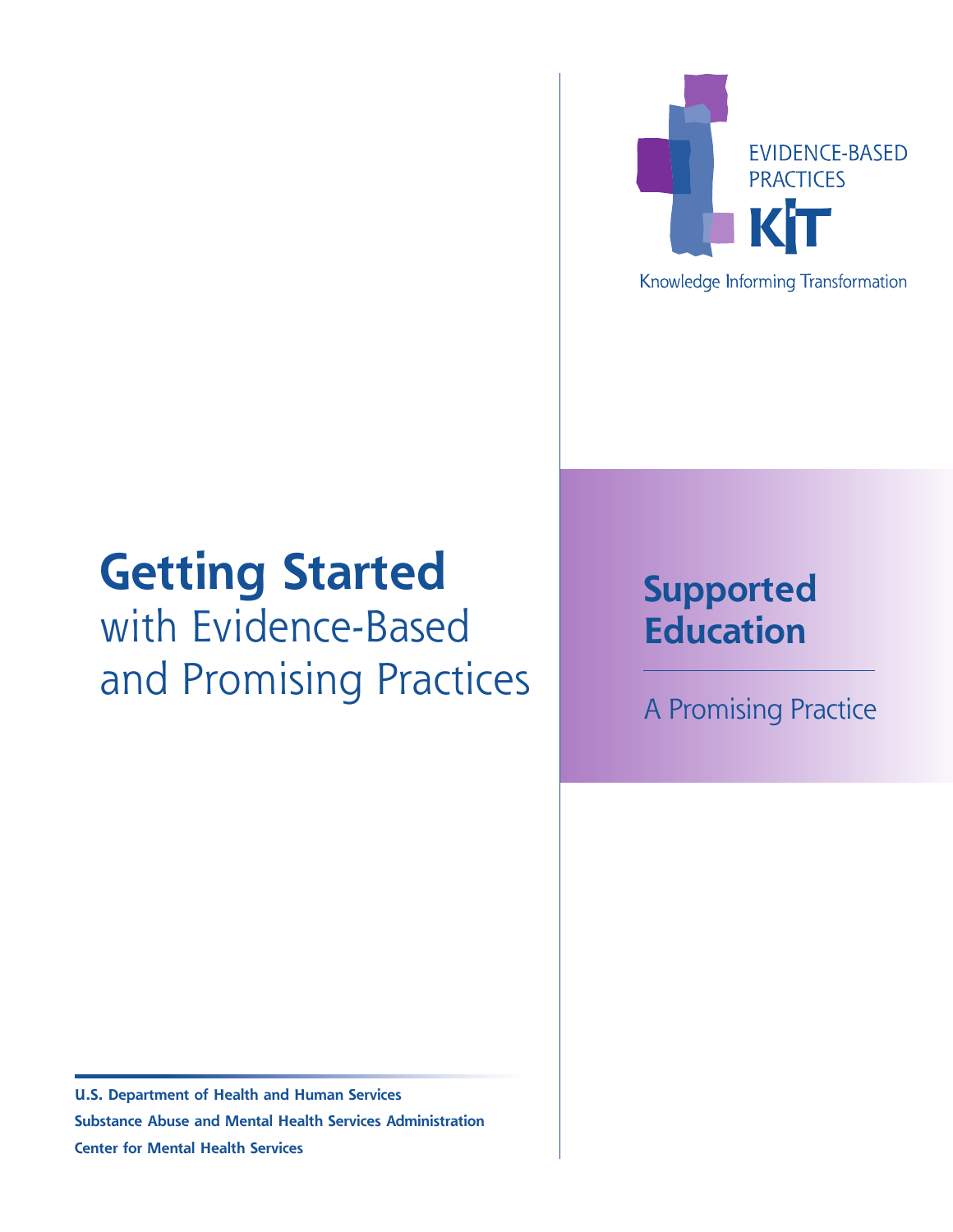EVIDENCE-BASED PRACTICES

KIT

Knowledge Informing Transformation

# Getting Started with Evidence-Based and Promising Practices

## Supported Education

A Promising Practice

**U.S. Department of Health and Human Services**
**Substance Abuse and Mental Health Services Administration**
**Center for Mental Health Services**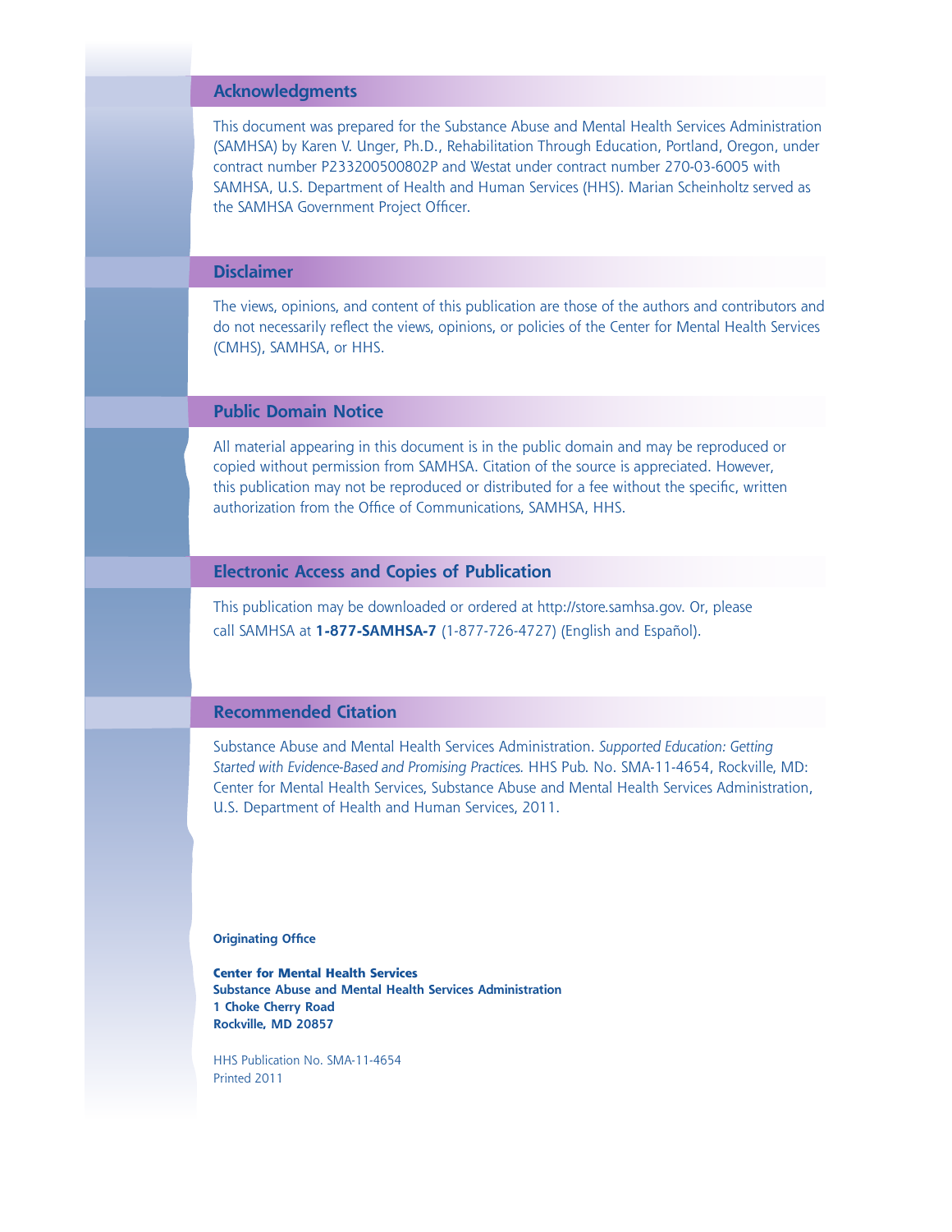## Acknowledgments

This document was prepared for the Substance Abuse and Mental Health Services Administration (SAMHSA) by Karen V. Unger, Ph.D., Rehabilitation Through Education, Portland, Oregon, under contract number P233200500802P and Westat under contract number 270-03-6005 with SAMHSA, U.S. Department of Health and Human Services (HHS). Marian Scheinholtz served as the SAMHSA Government Project Officer.

## Disclaimer

The views, opinions, and content of this publication are those of the authors and contributors and do not necessarily reflect the views, opinions, or policies of the Center for Mental Health Services (CMHS), SAMHSA, or HHS.

## Public Domain Notice

All material appearing in this document is in the public domain and may be reproduced or copied without permission from SAMHSA. Citation of the source is appreciated. However, this publication may not be reproduced or distributed for a fee without the specific, written authorization from the Office of Communications, SAMHSA, HHS.

## Electronic Access and Copies of Publication

This publication may be downloaded or ordered at http://store.samhsa.gov. Or, please call SAMHSA at **1-877-SAMHSA-7** (1-877-726-4727) (English and Español).

## Recommended Citation

Substance Abuse and Mental Health Services Administration. *Supported Education: Getting Started with Evidence-Based and Promising Practices.* HHS Pub. No. SMA-11-4654, Rockville, MD: Center for Mental Health Services, Substance Abuse and Mental Health Services Administration, U.S. Department of Health and Human Services, 2011.

**Originating Office**

**Center for Mental Health Services**
**Substance Abuse and Mental Health Services Administration**
**1 Choke Cherry Road**
**Rockville, MD 20857**

HHS Publication No. SMA-11-4654
Printed 2011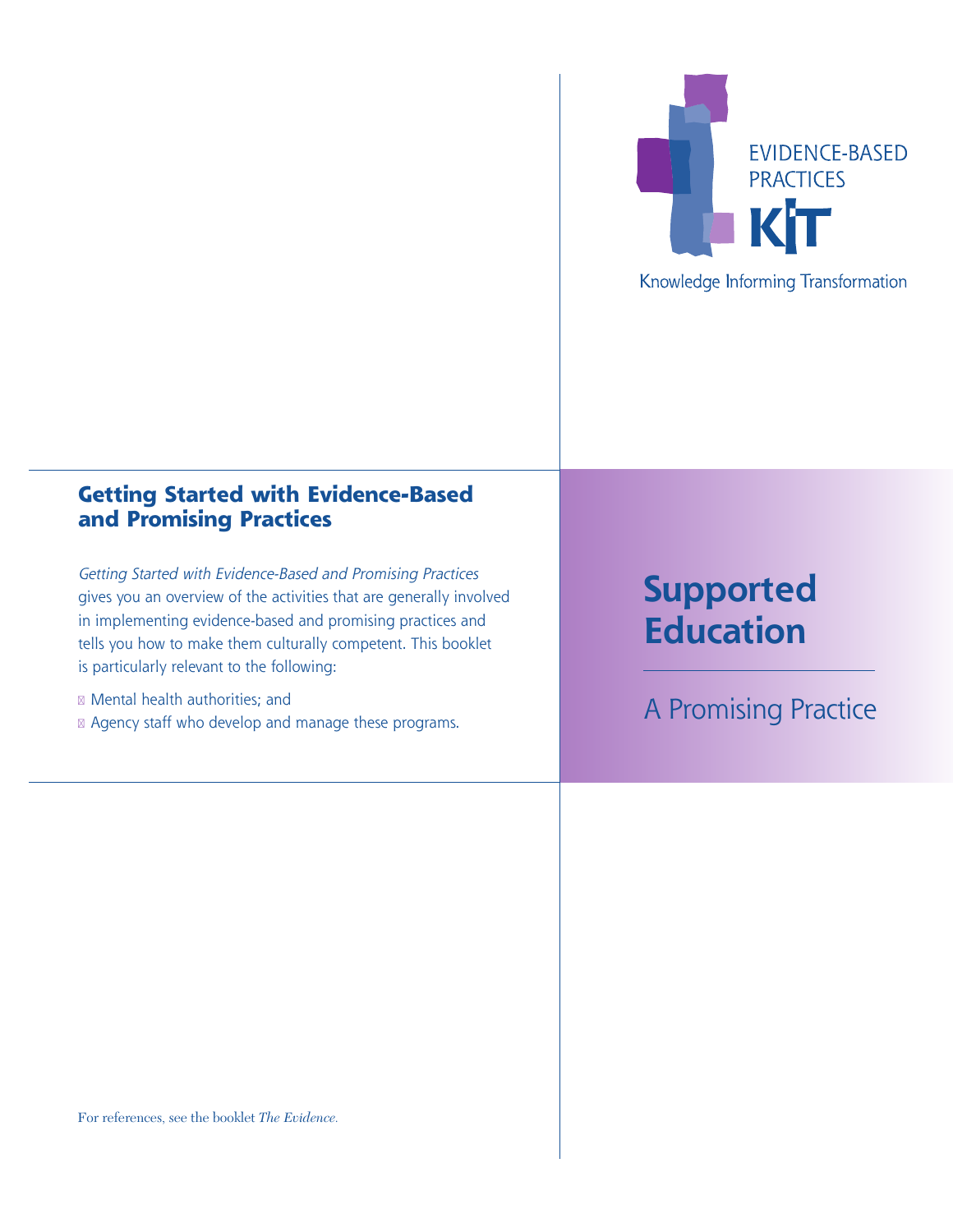EVIDENCE-BASED PRACTICES

KIT

Knowledge Informing Transformation

## Getting Started with Evidence-Based and Promising Practices

*Getting Started with Evidence-Based and Promising Practices* gives you an overview of the activities that are generally involved in implementing evidence-based and promising practices and tells you how to make them culturally competent. This booklet is particularly relevant to the following:

- Mental health authorities; and
- Agency staff who develop and manage these programs.

# Supported Education

## A Promising Practice

For references, see the booklet *The Evidence.*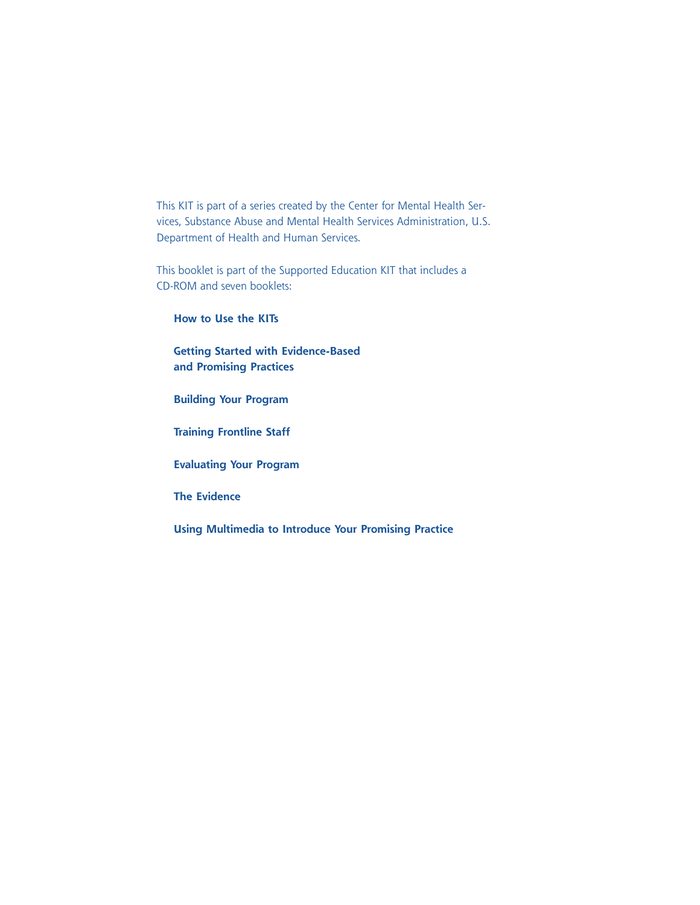This KIT is part of a series created by the Center for Mental Health Services, Substance Abuse and Mental Health Services Administration, U.S. Department of Health and Human Services.

This booklet is part of the Supported Education KIT that includes a CD-ROM and seven booklets:

**How to Use the KITs**

**Getting Started with Evidence-Based and Promising Practices**

**Building Your Program**

**Training Frontline Staff**

**Evaluating Your Program**

**The Evidence**

**Using Multimedia to Introduce Your Promising Practice**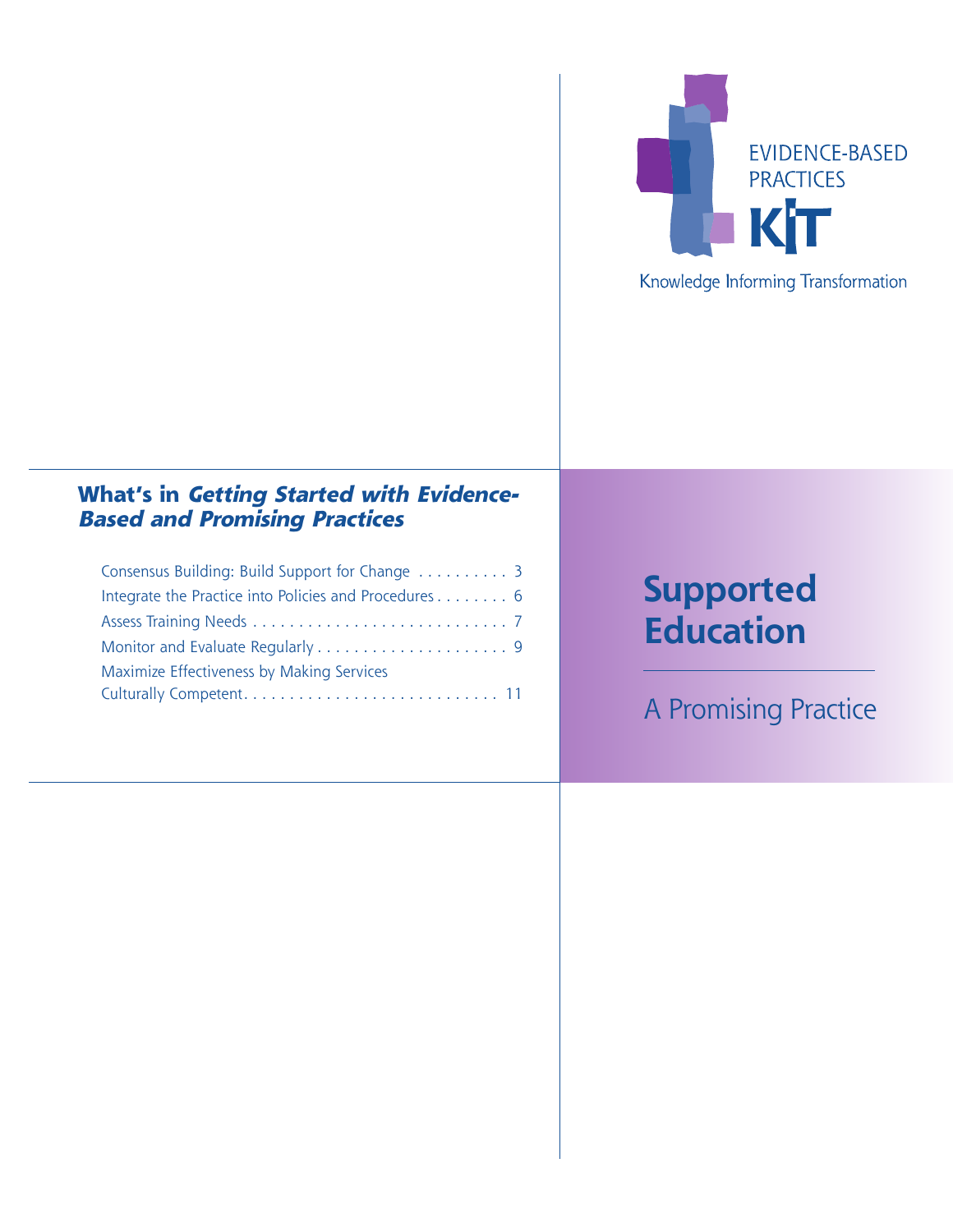EVIDENCE-BASED PRACTICES

KIT

Knowledge Informing Transformation

## What's in *Getting Started with Evidence-Based and Promising Practices*

Consensus Building: Build Support for Change . . . . . . . . . . 3

Integrate the Practice into Policies and Procedures . . . . . . . . 6

Assess Training Needs . . . . . . . . . . . . . . . . . . . . . . . . . . . . 7

Monitor and Evaluate Regularly . . . . . . . . . . . . . . . . . . . . . 9

Maximize Effectiveness by Making Services Culturally Competent. . . . . . . . . . . . . . . . . . . . . . . . . . . . 11

# Supported Education

A Promising Practice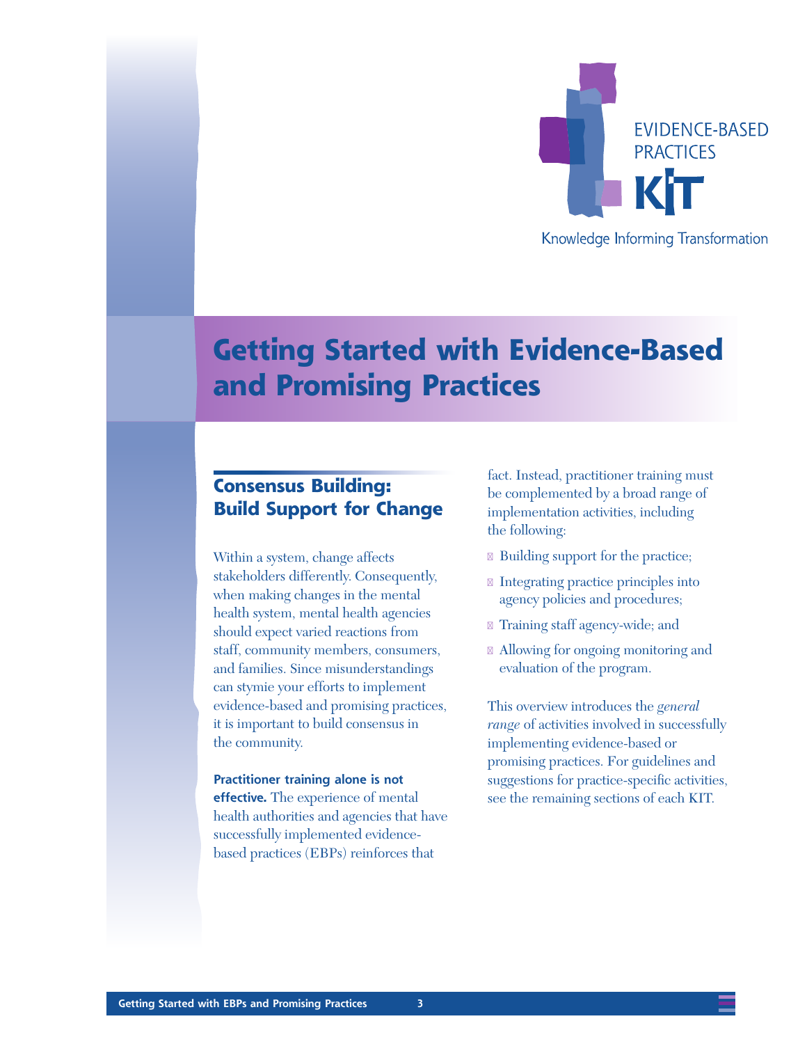EVIDENCE-BASED PRACTICES

KIT

Knowledge Informing Transformation

# Getting Started with Evidence-Based and Promising Practices

## Consensus Building: Build Support for Change

Within a system, change affects stakeholders differently. Consequently, when making changes in the mental health system, mental health agencies should expect varied reactions from staff, community members, consumers, and families. Since misunderstandings can stymie your efforts to implement evidence-based and promising practices, it is important to build consensus in the community.

**Practitioner training alone is not effective.** The experience of mental health authorities and agencies that have successfully implemented evidence-based practices (EBPs) reinforces that fact. Instead, practitioner training must be complemented by a broad range of implementation activities, including the following:

- Building support for the practice;
- Integrating practice principles into agency policies and procedures;
- Training staff agency-wide; and
- Allowing for ongoing monitoring and evaluation of the program.

This overview introduces the *general range* of activities involved in successfully implementing evidence-based or promising practices. For guidelines and suggestions for practice-specific activities, see the remaining sections of each KIT.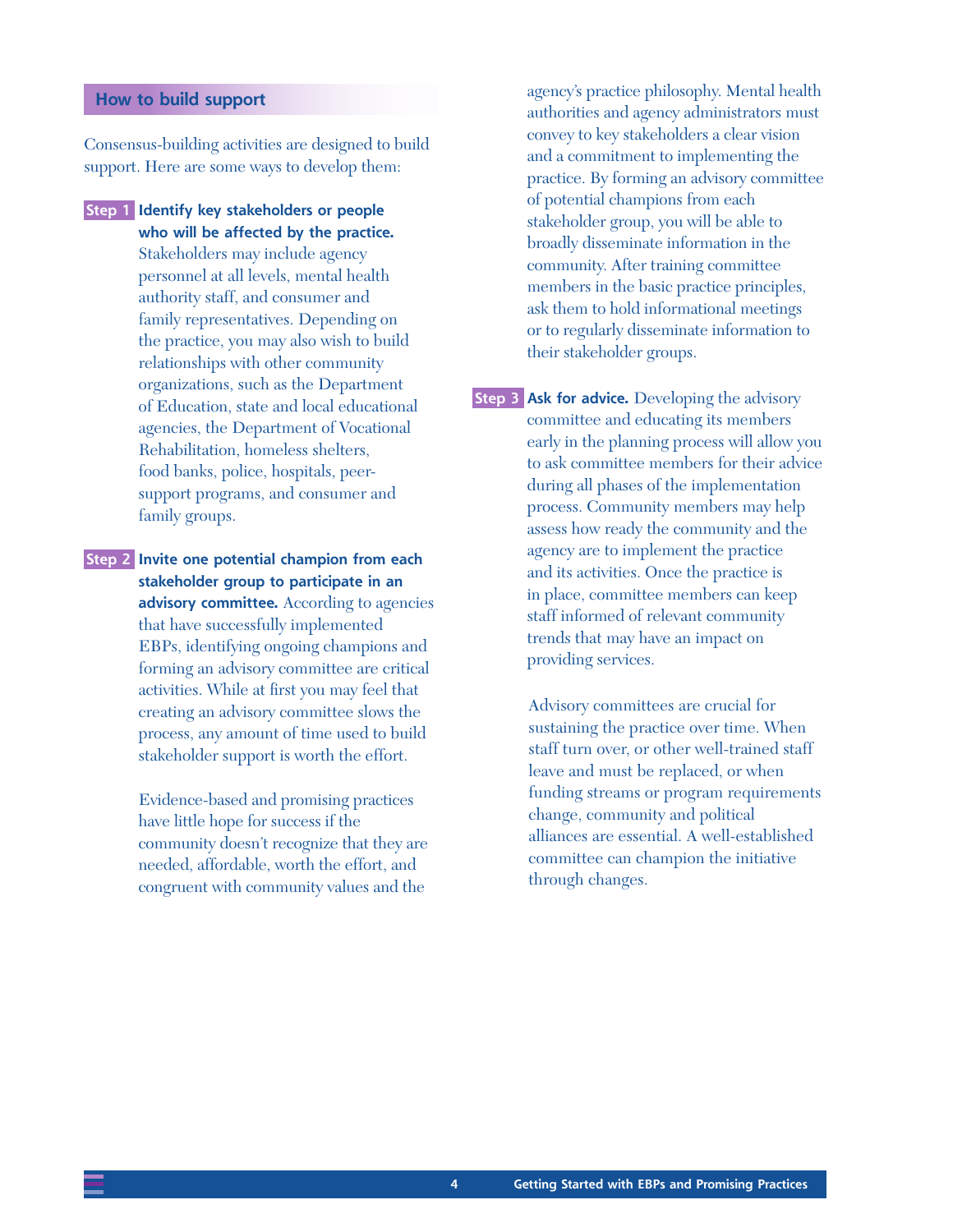## How to build support

Consensus-building activities are designed to build support. Here are some ways to develop them:

**Step 1** **Identify key stakeholders or people who will be affected by the practice.** Stakeholders may include agency personnel at all levels, mental health authority staff, and consumer and family representatives. Depending on the practice, you may also wish to build relationships with other community organizations, such as the Department of Education, state and local educational agencies, the Department of Vocational Rehabilitation, homeless shelters, food banks, police, hospitals, peer-support programs, and consumer and family groups.

**Step 2** **Invite one potential champion from each stakeholder group to participate in an advisory committee.** According to agencies that have successfully implemented EBPs, identifying ongoing champions and forming an advisory committee are critical activities. While at first you may feel that creating an advisory committee slows the process, any amount of time used to build stakeholder support is worth the effort.

Evidence-based and promising practices have little hope for success if the community doesn't recognize that they are needed, affordable, worth the effort, and congruent with community values and the agency's practice philosophy. Mental health authorities and agency administrators must convey to key stakeholders a clear vision and a commitment to implementing the practice. By forming an advisory committee of potential champions from each stakeholder group, you will be able to broadly disseminate information in the community. After training committee members in the basic practice principles, ask them to hold informational meetings or to regularly disseminate information to their stakeholder groups.

**Step 3** **Ask for advice.** Developing the advisory committee and educating its members early in the planning process will allow you to ask committee members for their advice during all phases of the implementation process. Community members may help assess how ready the community and the agency are to implement the practice and its activities. Once the practice is in place, committee members can keep staff informed of relevant community trends that may have an impact on providing services.

Advisory committees are crucial for sustaining the practice over time. When staff turn over, or other well-trained staff leave and must be replaced, or when funding streams or program requirements change, community and political alliances are essential. A well-established committee can champion the initiative through changes.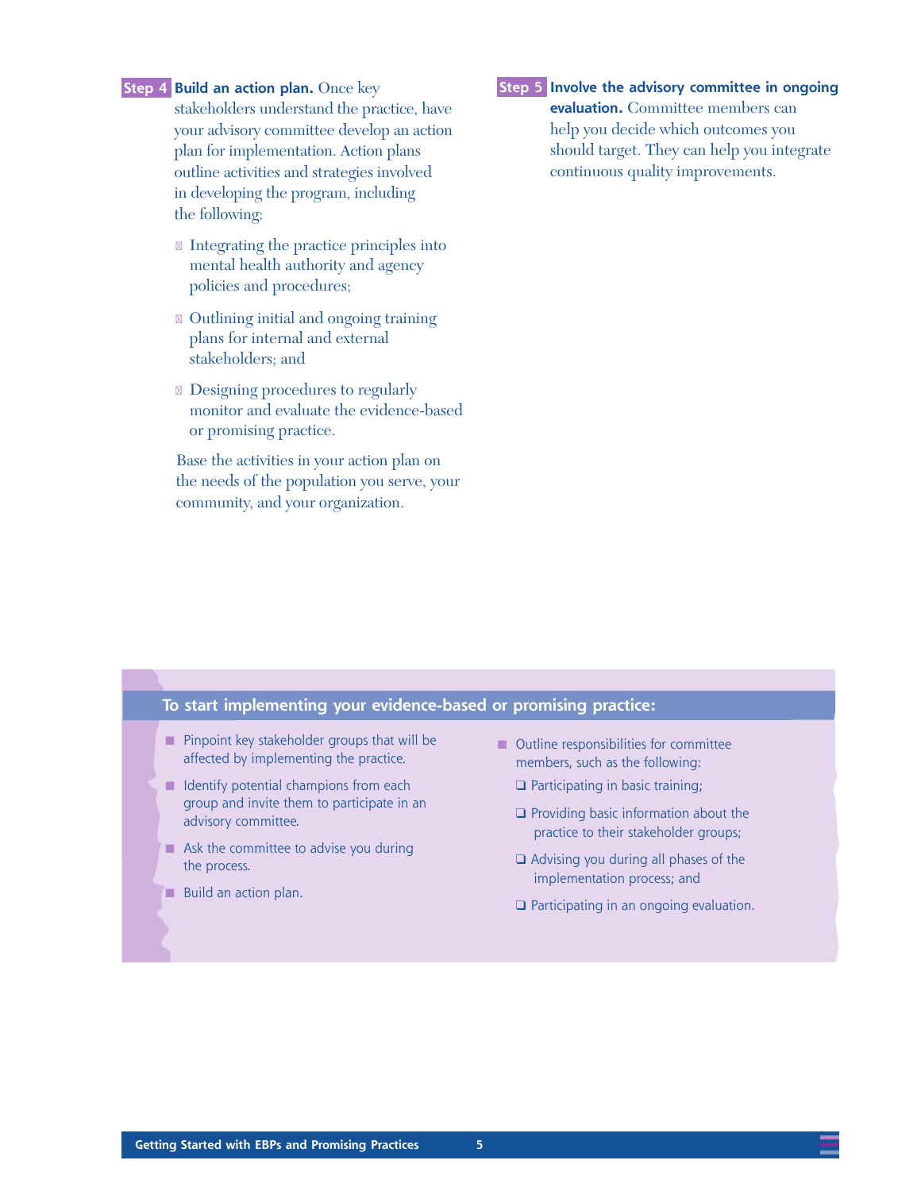**Step 4** **Build an action plan.** Once key stakeholders understand the practice, have your advisory committee develop an action plan for implementation. Action plans outline activities and strategies involved in developing the program, including the following:

- Integrating the practice principles into mental health authority and agency policies and procedures;
- Outlining initial and ongoing training plans for internal and external stakeholders; and
- Designing procedures to regularly monitor and evaluate the evidence-based or promising practice.

Base the activities in your action plan on the needs of the population you serve, your community, and your organization.

**Step 5** **Involve the advisory committee in ongoing evaluation.** Committee members can help you decide which outcomes you should target. They can help you integrate continuous quality improvements.

### To start implementing your evidence-based or promising practice:

- Pinpoint key stakeholder groups that will be affected by implementing the practice.
- Identify potential champions from each group and invite them to participate in an advisory committee.
- Ask the committee to advise you during the process.
- Build an action plan.
- Outline responsibilities for committee members, such as the following:
  - ❑ Participating in basic training;
  - ❑ Providing basic information about the practice to their stakeholder groups;
  - ❑ Advising you during all phases of the implementation process; and
  - ❑ Participating in an ongoing evaluation.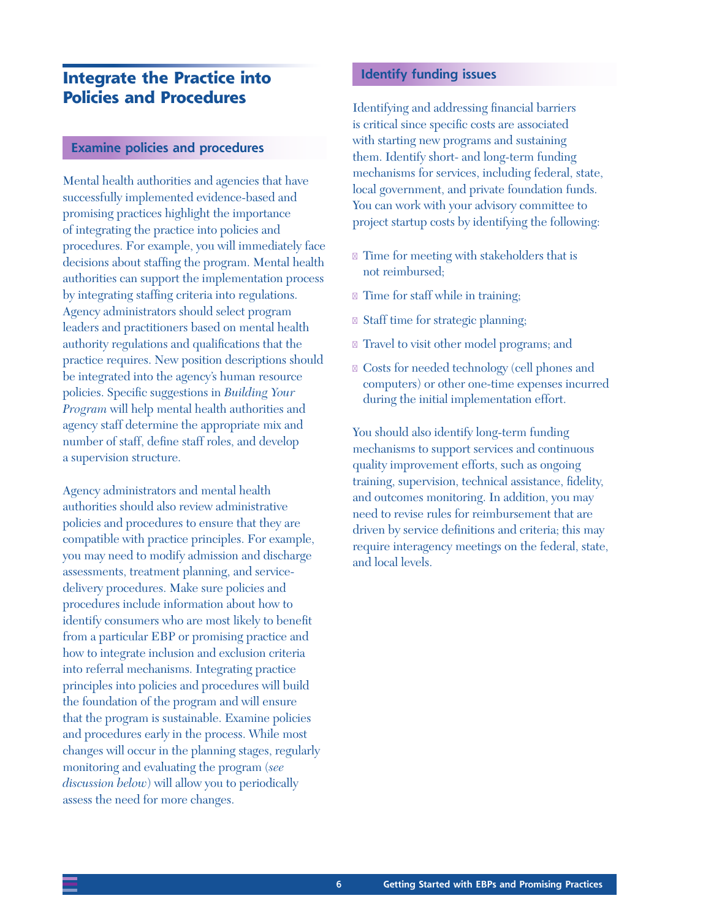## Integrate the Practice into Policies and Procedures

### Examine policies and procedures

Mental health authorities and agencies that have successfully implemented evidence-based and promising practices highlight the importance of integrating the practice into policies and procedures. For example, you will immediately face decisions about staffing the program. Mental health authorities can support the implementation process by integrating staffing criteria into regulations. Agency administrators should select program leaders and practitioners based on mental health authority regulations and qualifications that the practice requires. New position descriptions should be integrated into the agency's human resource policies. Specific suggestions in *Building Your Program* will help mental health authorities and agency staff determine the appropriate mix and number of staff, define staff roles, and develop a supervision structure.

Agency administrators and mental health authorities should also review administrative policies and procedures to ensure that they are compatible with practice principles. For example, you may need to modify admission and discharge assessments, treatment planning, and service-delivery procedures. Make sure policies and procedures include information about how to identify consumers who are most likely to benefit from a particular EBP or promising practice and how to integrate inclusion and exclusion criteria into referral mechanisms. Integrating practice principles into policies and procedures will build the foundation of the program and will ensure that the program is sustainable. Examine policies and procedures early in the process. While most changes will occur in the planning stages, regularly monitoring and evaluating the program (*see discussion below*) will allow you to periodically assess the need for more changes.

### Identify funding issues

Identifying and addressing financial barriers is critical since specific costs are associated with starting new programs and sustaining them. Identify short- and long-term funding mechanisms for services, including federal, state, local government, and private foundation funds. You can work with your advisory committee to project startup costs by identifying the following:

- Time for meeting with stakeholders that is not reimbursed;
- Time for staff while in training;
- Staff time for strategic planning;
- Travel to visit other model programs; and
- Costs for needed technology (cell phones and computers) or other one-time expenses incurred during the initial implementation effort.

You should also identify long-term funding mechanisms to support services and continuous quality improvement efforts, such as ongoing training, supervision, technical assistance, fidelity, and outcomes monitoring. In addition, you may need to revise rules for reimbursement that are driven by service definitions and criteria; this may require interagency meetings on the federal, state, and local levels.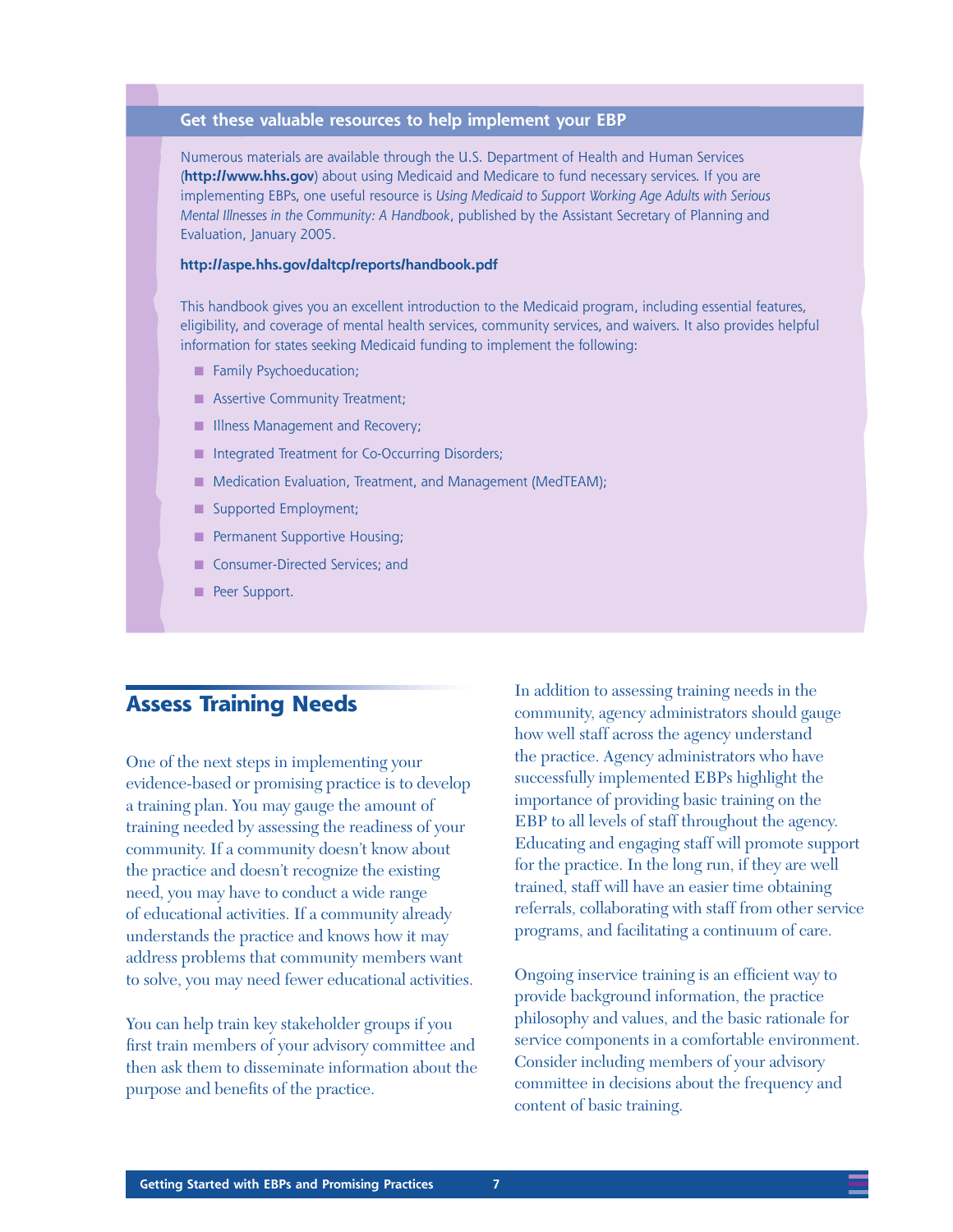### Get these valuable resources to help implement your EBP

Numerous materials are available through the U.S. Department of Health and Human Services (**http://www.hhs.gov**) about using Medicaid and Medicare to fund necessary services. If you are implementing EBPs, one useful resource is *Using Medicaid to Support Working Age Adults with Serious Mental Illnesses in the Community: A Handbook*, published by the Assistant Secretary of Planning and Evaluation, January 2005.

**http://aspe.hhs.gov/daltcp/reports/handbook.pdf**

This handbook gives you an excellent introduction to the Medicaid program, including essential features, eligibility, and coverage of mental health services, community services, and waivers. It also provides helpful information for states seeking Medicaid funding to implement the following:

- Family Psychoeducation;
- Assertive Community Treatment;
- Illness Management and Recovery;
- Integrated Treatment for Co-Occurring Disorders;
- Medication Evaluation, Treatment, and Management (MedTEAM);
- Supported Employment;
- Permanent Supportive Housing;
- Consumer-Directed Services; and
- Peer Support.

## Assess Training Needs

One of the next steps in implementing your evidence-based or promising practice is to develop a training plan. You may gauge the amount of training needed by assessing the readiness of your community. If a community doesn't know about the practice and doesn't recognize the existing need, you may have to conduct a wide range of educational activities. If a community already understands the practice and knows how it may address problems that community members want to solve, you may need fewer educational activities.

You can help train key stakeholder groups if you first train members of your advisory committee and then ask them to disseminate information about the purpose and benefits of the practice.

In addition to assessing training needs in the community, agency administrators should gauge how well staff across the agency understand the practice. Agency administrators who have successfully implemented EBPs highlight the importance of providing basic training on the EBP to all levels of staff throughout the agency. Educating and engaging staff will promote support for the practice. In the long run, if they are well trained, staff will have an easier time obtaining referrals, collaborating with staff from other service programs, and facilitating a continuum of care.

Ongoing inservice training is an efficient way to provide background information, the practice philosophy and values, and the basic rationale for service components in a comfortable environment. Consider including members of your advisory committee in decisions about the frequency and content of basic training.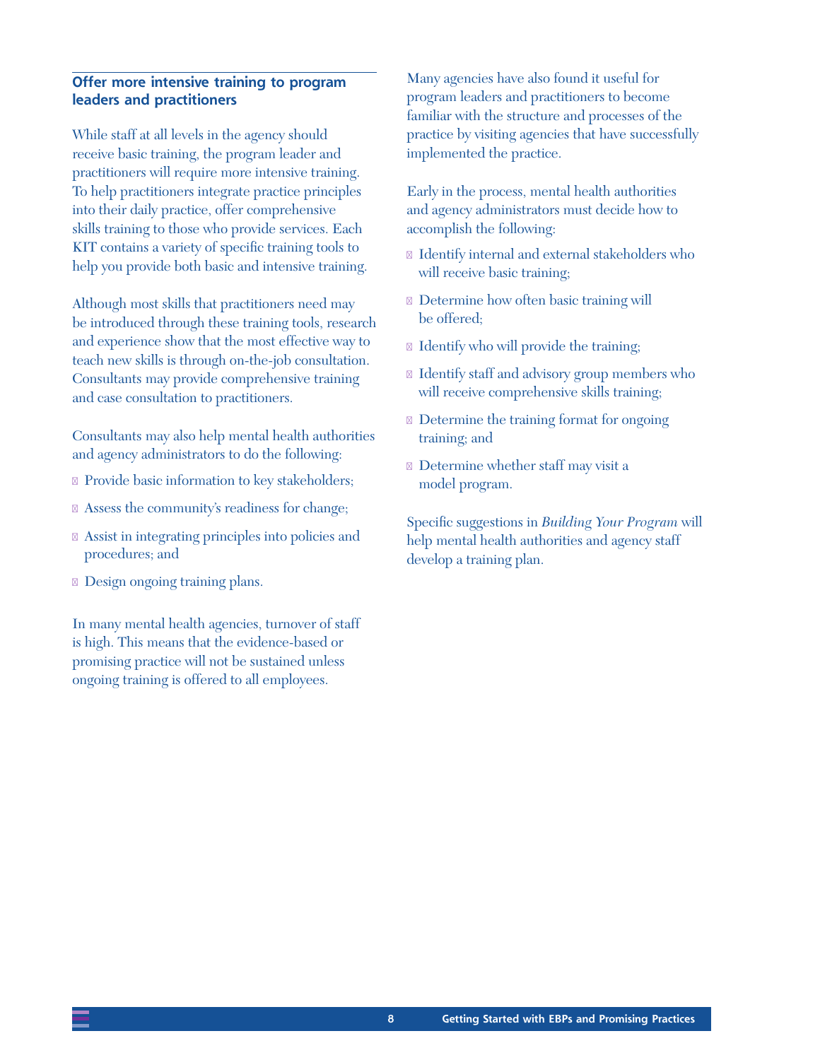### Offer more intensive training to program leaders and practitioners

While staff at all levels in the agency should receive basic training, the program leader and practitioners will require more intensive training. To help practitioners integrate practice principles into their daily practice, offer comprehensive skills training to those who provide services. Each KIT contains a variety of specific training tools to help you provide both basic and intensive training.

Although most skills that practitioners need may be introduced through these training tools, research and experience show that the most effective way to teach new skills is through on-the-job consultation. Consultants may provide comprehensive training and case consultation to practitioners.

Consultants may also help mental health authorities and agency administrators to do the following:

- Provide basic information to key stakeholders;
- Assess the community's readiness for change;
- Assist in integrating principles into policies and procedures; and
- Design ongoing training plans.

In many mental health agencies, turnover of staff is high. This means that the evidence-based or promising practice will not be sustained unless ongoing training is offered to all employees.

Many agencies have also found it useful for program leaders and practitioners to become familiar with the structure and processes of the practice by visiting agencies that have successfully implemented the practice.

Early in the process, mental health authorities and agency administrators must decide how to accomplish the following:

- Identify internal and external stakeholders who will receive basic training;
- Determine how often basic training will be offered;
- Identify who will provide the training;
- Identify staff and advisory group members who will receive comprehensive skills training;
- Determine the training format for ongoing training; and
- Determine whether staff may visit a model program.

Specific suggestions in *Building Your Program* will help mental health authorities and agency staff develop a training plan.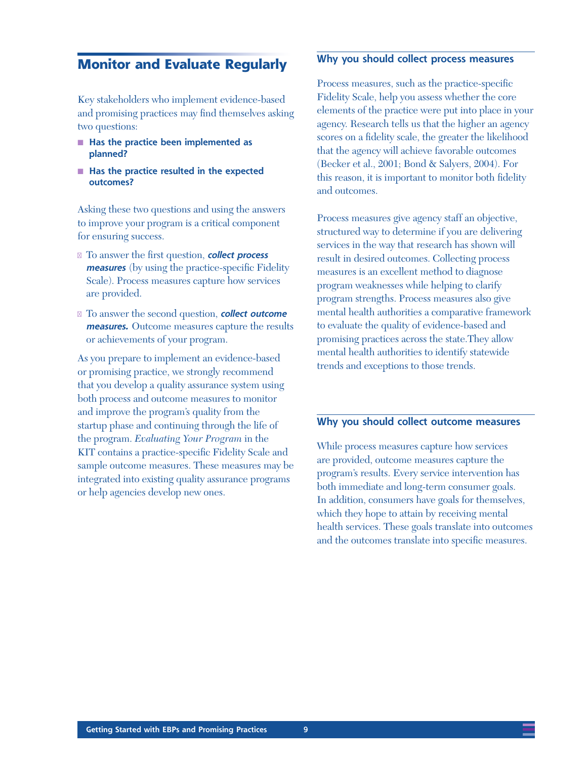## Monitor and Evaluate Regularly

Key stakeholders who implement evidence-based and promising practices may find themselves asking two questions:

- **Has the practice been implemented as planned?**
- **Has the practice resulted in the expected outcomes?**

Asking these two questions and using the answers to improve your program is a critical component for ensuring success.

- To answer the first question, ***collect process measures*** (by using the practice-specific Fidelity Scale). Process measures capture how services are provided.
- To answer the second question, ***collect outcome measures.*** Outcome measures capture the results or achievements of your program.

As you prepare to implement an evidence-based or promising practice, we strongly recommend that you develop a quality assurance system using both process and outcome measures to monitor and improve the program's quality from the startup phase and continuing through the life of the program. *Evaluating Your Program* in the KIT contains a practice-specific Fidelity Scale and sample outcome measures. These measures may be integrated into existing quality assurance programs or help agencies develop new ones.

### Why you should collect process measures

Process measures, such as the practice-specific Fidelity Scale, help you assess whether the core elements of the practice were put into place in your agency. Research tells us that the higher an agency scores on a fidelity scale, the greater the likelihood that the agency will achieve favorable outcomes (Becker et al., 2001; Bond & Salyers, 2004). For this reason, it is important to monitor both fidelity and outcomes.

Process measures give agency staff an objective, structured way to determine if you are delivering services in the way that research has shown will result in desired outcomes. Collecting process measures is an excellent method to diagnose program weaknesses while helping to clarify program strengths. Process measures also give mental health authorities a comparative framework to evaluate the quality of evidence-based and promising practices across the state.They allow mental health authorities to identify statewide trends and exceptions to those trends.

### Why you should collect outcome measures

While process measures capture how services are provided, outcome measures capture the program's results. Every service intervention has both immediate and long-term consumer goals. In addition, consumers have goals for themselves, which they hope to attain by receiving mental health services. These goals translate into outcomes and the outcomes translate into specific measures.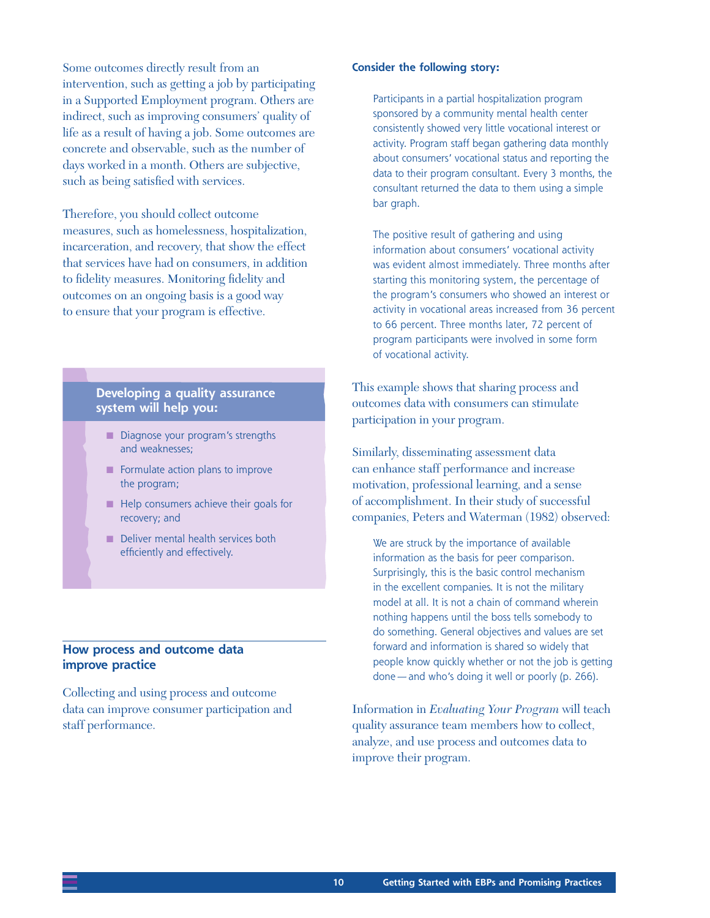Some outcomes directly result from an intervention, such as getting a job by participating in a Supported Employment program. Others are indirect, such as improving consumers' quality of life as a result of having a job. Some outcomes are concrete and observable, such as the number of days worked in a month. Others are subjective, such as being satisfied with services.

Therefore, you should collect outcome measures, such as homelessness, hospitalization, incarceration, and recovery, that show the effect that services have had on consumers, in addition to fidelity measures. Monitoring fidelity and outcomes on an ongoing basis is a good way to ensure that your program is effective.

**Developing a quality assurance system will help you:**

- Diagnose your program's strengths and weaknesses;
- Formulate action plans to improve the program;
- Help consumers achieve their goals for recovery; and
- Deliver mental health services both efficiently and effectively.

## How process and outcome data improve practice

Collecting and using process and outcome data can improve consumer participation and staff performance.

**Consider the following story:**

> Participants in a partial hospitalization program sponsored by a community mental health center consistently showed very little vocational interest or activity. Program staff began gathering data monthly about consumers' vocational status and reporting the data to their program consultant. Every 3 months, the consultant returned the data to them using a simple bar graph.
>
> The positive result of gathering and using information about consumers' vocational activity was evident almost immediately. Three months after starting this monitoring system, the percentage of the program's consumers who showed an interest or activity in vocational areas increased from 36 percent to 66 percent. Three months later, 72 percent of program participants were involved in some form of vocational activity.

This example shows that sharing process and outcomes data with consumers can stimulate participation in your program.

Similarly, disseminating assessment data can enhance staff performance and increase motivation, professional learning, and a sense of accomplishment. In their study of successful companies, Peters and Waterman (1982) observed:

> We are struck by the importance of available information as the basis for peer comparison. Surprisingly, this is the basic control mechanism in the excellent companies. It is not the military model at all. It is not a chain of command wherein nothing happens until the boss tells somebody to do something. General objectives and values are set forward and information is shared so widely that people know quickly whether or not the job is getting done — and who's doing it well or poorly (p. 266).

Information in *Evaluating Your Program* will teach quality assurance team members how to collect, analyze, and use process and outcomes data to improve their program.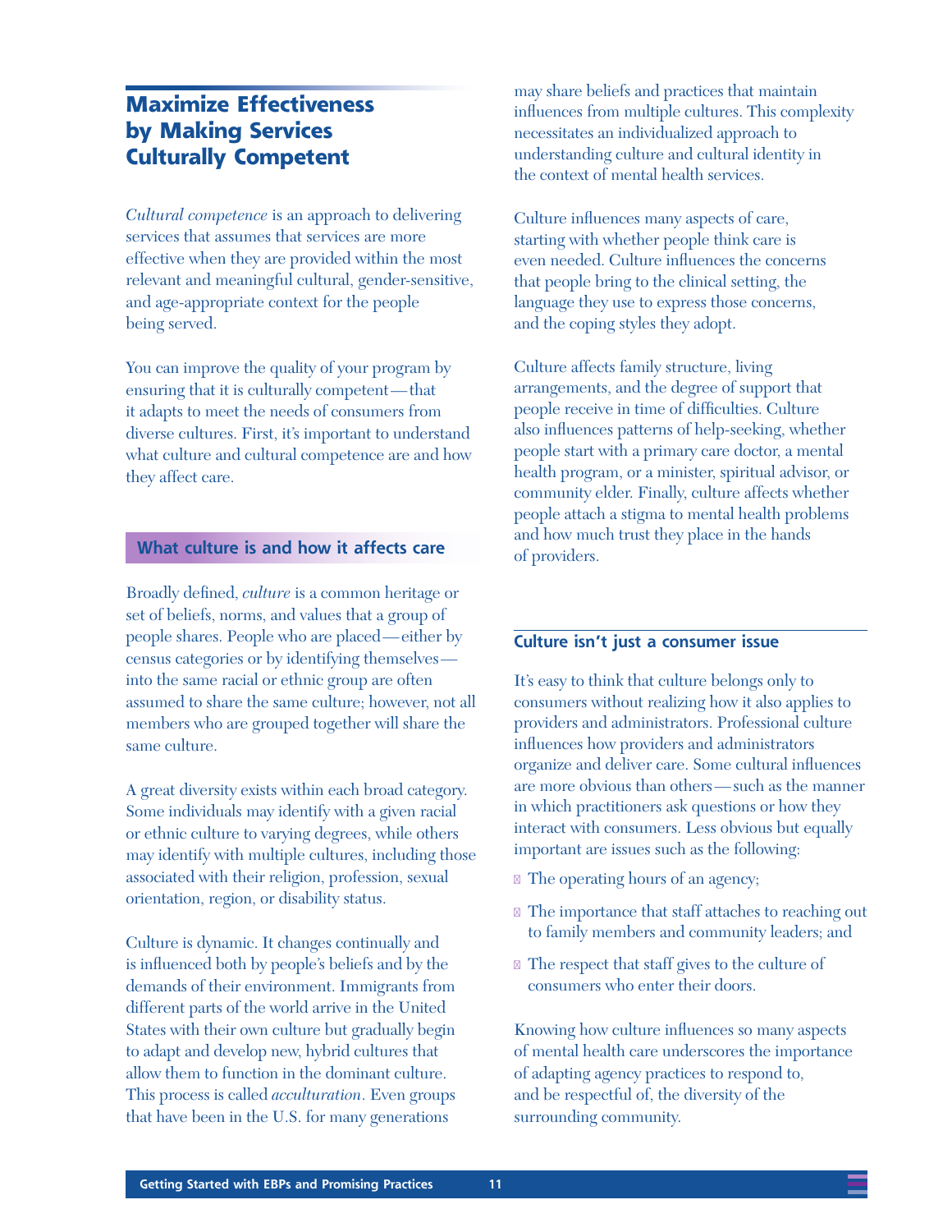## Maximize Effectiveness by Making Services Culturally Competent

*Cultural competence* is an approach to delivering services that assumes that services are more effective when they are provided within the most relevant and meaningful cultural, gender-sensitive, and age-appropriate context for the people being served.

You can improve the quality of your program by ensuring that it is culturally competent—that it adapts to meet the needs of consumers from diverse cultures. First, it's important to understand what culture and cultural competence are and how they affect care.

### What culture is and how it affects care

Broadly defined, *culture* is a common heritage or set of beliefs, norms, and values that a group of people shares. People who are placed—either by census categories or by identifying themselves—into the same racial or ethnic group are often assumed to share the same culture; however, not all members who are grouped together will share the same culture.

A great diversity exists within each broad category. Some individuals may identify with a given racial or ethnic culture to varying degrees, while others may identify with multiple cultures, including those associated with their religion, profession, sexual orientation, region, or disability status.

Culture is dynamic. It changes continually and is influenced both by people's beliefs and by the demands of their environment. Immigrants from different parts of the world arrive in the United States with their own culture but gradually begin to adapt and develop new, hybrid cultures that allow them to function in the dominant culture. This process is called *acculturation*. Even groups that have been in the U.S. for many generations may share beliefs and practices that maintain influences from multiple cultures. This complexity necessitates an individualized approach to understanding culture and cultural identity in the context of mental health services.

Culture influences many aspects of care, starting with whether people think care is even needed. Culture influences the concerns that people bring to the clinical setting, the language they use to express those concerns, and the coping styles they adopt.

Culture affects family structure, living arrangements, and the degree of support that people receive in time of difficulties. Culture also influences patterns of help-seeking, whether people start with a primary care doctor, a mental health program, or a minister, spiritual advisor, or community elder. Finally, culture affects whether people attach a stigma to mental health problems and how much trust they place in the hands of providers.

### Culture isn't just a consumer issue

It's easy to think that culture belongs only to consumers without realizing how it also applies to providers and administrators. Professional culture influences how providers and administrators organize and deliver care. Some cultural influences are more obvious than others—such as the manner in which practitioners ask questions or how they interact with consumers. Less obvious but equally important are issues such as the following:

- The operating hours of an agency;
- The importance that staff attaches to reaching out to family members and community leaders; and
- The respect that staff gives to the culture of consumers who enter their doors.

Knowing how culture influences so many aspects of mental health care underscores the importance of adapting agency practices to respond to, and be respectful of, the diversity of the surrounding community.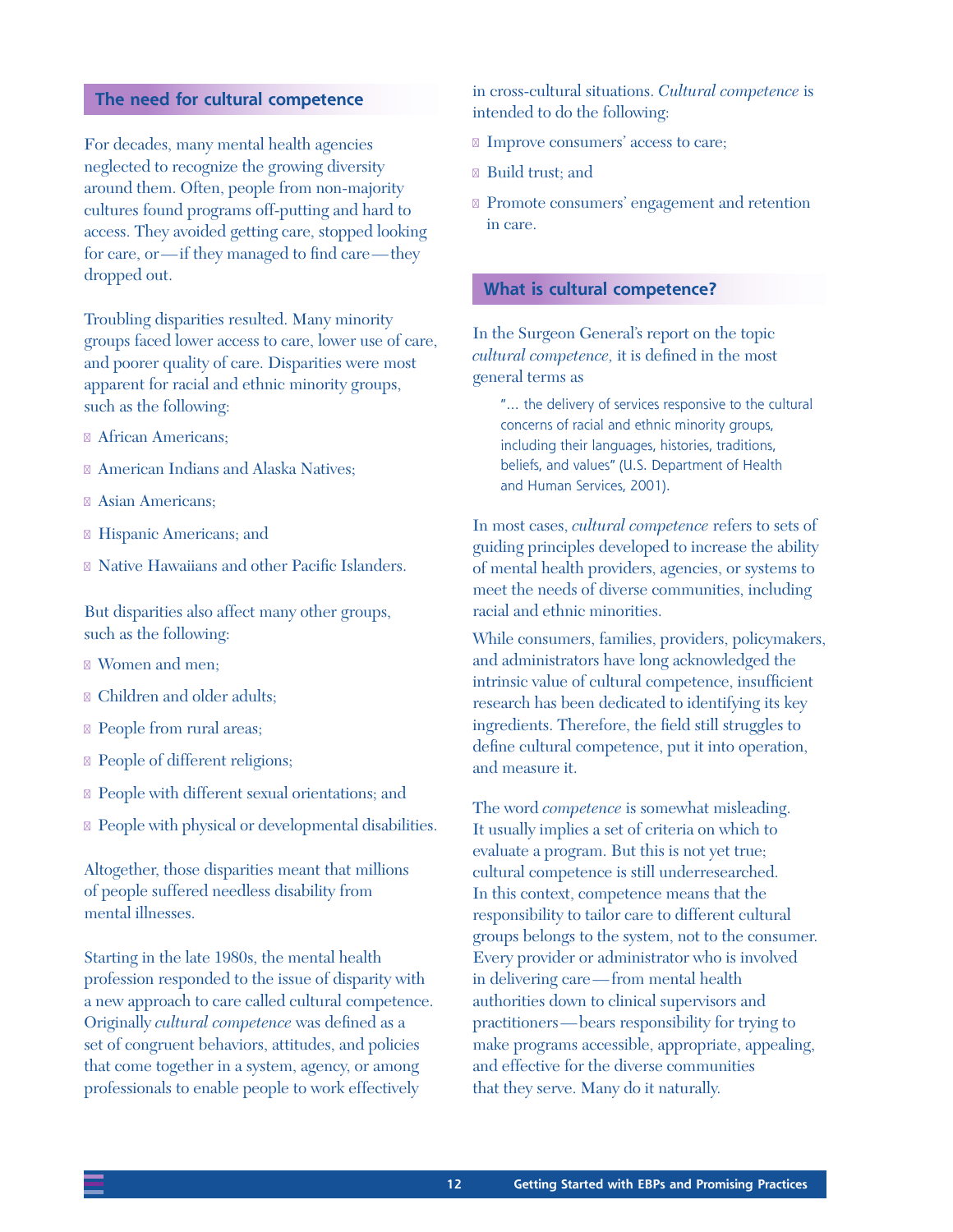## The need for cultural competence

For decades, many mental health agencies neglected to recognize the growing diversity around them. Often, people from non-majority cultures found programs off-putting and hard to access. They avoided getting care, stopped looking for care, or—if they managed to find care—they dropped out.

Troubling disparities resulted. Many minority groups faced lower access to care, lower use of care, and poorer quality of care. Disparities were most apparent for racial and ethnic minority groups, such as the following:

- African Americans;
- American Indians and Alaska Natives;
- Asian Americans;
- Hispanic Americans; and
- Native Hawaiians and other Pacific Islanders.

But disparities also affect many other groups, such as the following:

- Women and men;
- Children and older adults;
- People from rural areas;
- People of different religions;
- People with different sexual orientations; and
- People with physical or developmental disabilities.

Altogether, those disparities meant that millions of people suffered needless disability from mental illnesses.

Starting in the late 1980s, the mental health profession responded to the issue of disparity with a new approach to care called cultural competence. Originally *cultural competence* was defined as a set of congruent behaviors, attitudes, and policies that come together in a system, agency, or among professionals to enable people to work effectively in cross-cultural situations. *Cultural competence* is intended to do the following:

- Improve consumers' access to care;
- Build trust; and
- Promote consumers' engagement and retention in care.

## What is cultural competence?

In the Surgeon General's report on the topic *cultural competence,* it is defined in the most general terms as

> "... the delivery of services responsive to the cultural concerns of racial and ethnic minority groups, including their languages, histories, traditions, beliefs, and values" (U.S. Department of Health and Human Services, 2001).

In most cases, *cultural competence* refers to sets of guiding principles developed to increase the ability of mental health providers, agencies, or systems to meet the needs of diverse communities, including racial and ethnic minorities.

While consumers, families, providers, policymakers, and administrators have long acknowledged the intrinsic value of cultural competence, insufficient research has been dedicated to identifying its key ingredients. Therefore, the field still struggles to define cultural competence, put it into operation, and measure it.

The word *competence* is somewhat misleading. It usually implies a set of criteria on which to evaluate a program. But this is not yet true; cultural competence is still underresearched. In this context, competence means that the responsibility to tailor care to different cultural groups belongs to the system, not to the consumer. Every provider or administrator who is involved in delivering care—from mental health authorities down to clinical supervisors and practitioners—bears responsibility for trying to make programs accessible, appropriate, appealing, and effective for the diverse communities that they serve. Many do it naturally.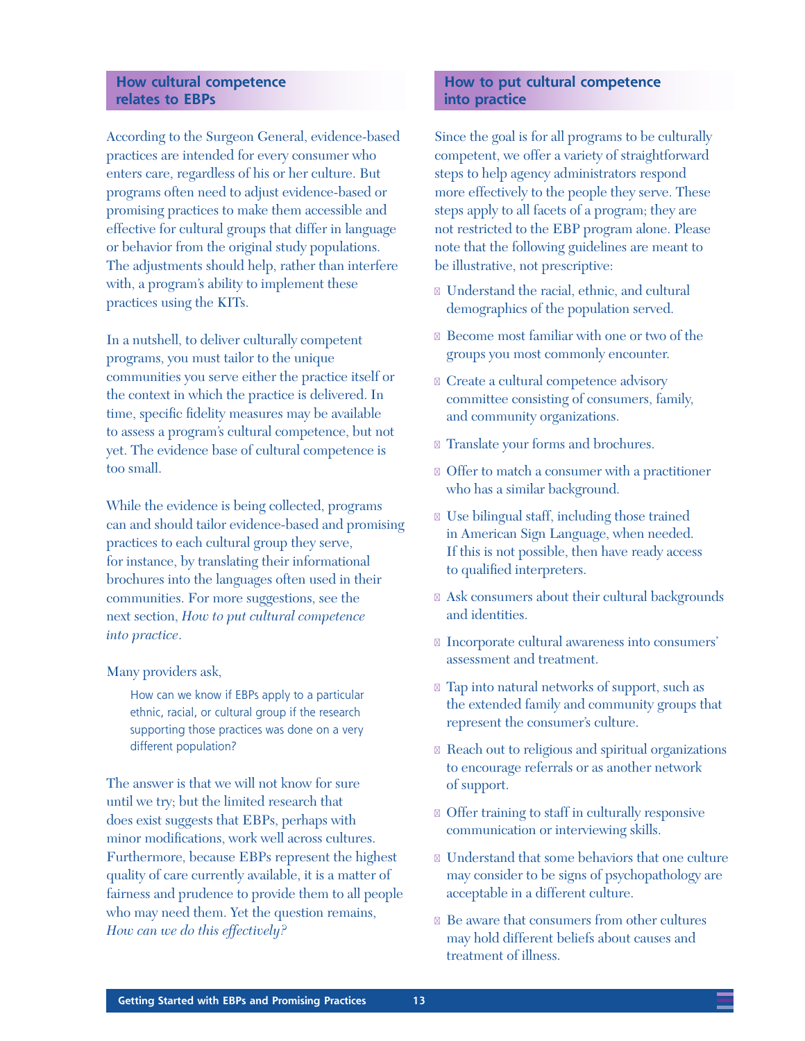## How cultural competence relates to EBPs

According to the Surgeon General, evidence-based practices are intended for every consumer who enters care, regardless of his or her culture. But programs often need to adjust evidence-based or promising practices to make them accessible and effective for cultural groups that differ in language or behavior from the original study populations. The adjustments should help, rather than interfere with, a program's ability to implement these practices using the KITs.

In a nutshell, to deliver culturally competent programs, you must tailor to the unique communities you serve either the practice itself or the context in which the practice is delivered. In time, specific fidelity measures may be available to assess a program's cultural competence, but not yet. The evidence base of cultural competence is too small.

While the evidence is being collected, programs can and should tailor evidence-based and promising practices to each cultural group they serve, for instance, by translating their informational brochures into the languages often used in their communities. For more suggestions, see the next section, *How to put cultural competence into practice*.

Many providers ask,

> How can we know if EBPs apply to a particular ethnic, racial, or cultural group if the research supporting those practices was done on a very different population?

The answer is that we will not know for sure until we try; but the limited research that does exist suggests that EBPs, perhaps with minor modifications, work well across cultures. Furthermore, because EBPs represent the highest quality of care currently available, it is a matter of fairness and prudence to provide them to all people who may need them. Yet the question remains, *How can we do this effectively?*

## How to put cultural competence into practice

Since the goal is for all programs to be culturally competent, we offer a variety of straightforward steps to help agency administrators respond more effectively to the people they serve. These steps apply to all facets of a program; they are not restricted to the EBP program alone. Please note that the following guidelines are meant to be illustrative, not prescriptive:

- Understand the racial, ethnic, and cultural demographics of the population served.
- Become most familiar with one or two of the groups you most commonly encounter.
- Create a cultural competence advisory committee consisting of consumers, family, and community organizations.
- Translate your forms and brochures.
- Offer to match a consumer with a practitioner who has a similar background.
- Use bilingual staff, including those trained in American Sign Language, when needed. If this is not possible, then have ready access to qualified interpreters.
- Ask consumers about their cultural backgrounds and identities.
- Incorporate cultural awareness into consumers' assessment and treatment.
- Tap into natural networks of support, such as the extended family and community groups that represent the consumer's culture.
- Reach out to religious and spiritual organizations to encourage referrals or as another network of support.
- Offer training to staff in culturally responsive communication or interviewing skills.
- Understand that some behaviors that one culture may consider to be signs of psychopathology are acceptable in a different culture.
- Be aware that consumers from other cultures may hold different beliefs about causes and treatment of illness.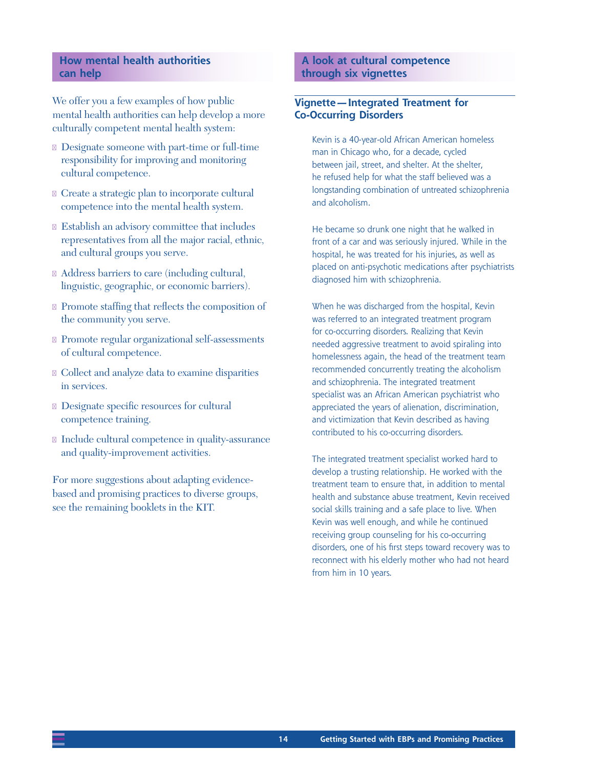## How mental health authorities can help

We offer you a few examples of how public mental health authorities can help develop a more culturally competent mental health system:

- Designate someone with part-time or full-time responsibility for improving and monitoring cultural competence.
- Create a strategic plan to incorporate cultural competence into the mental health system.
- Establish an advisory committee that includes representatives from all the major racial, ethnic, and cultural groups you serve.
- Address barriers to care (including cultural, linguistic, geographic, or economic barriers).
- Promote staffing that reflects the composition of the community you serve.
- Promote regular organizational self-assessments of cultural competence.
- Collect and analyze data to examine disparities in services.
- Designate specific resources for cultural competence training.
- Include cultural competence in quality-assurance and quality-improvement activities.

For more suggestions about adapting evidence-based and promising practices to diverse groups, see the remaining booklets in the KIT.

## A look at cultural competence through six vignettes

### Vignette — Integrated Treatment for Co-Occurring Disorders

Kevin is a 40-year-old African American homeless man in Chicago who, for a decade, cycled between jail, street, and shelter. At the shelter, he refused help for what the staff believed was a longstanding combination of untreated schizophrenia and alcoholism.

He became so drunk one night that he walked in front of a car and was seriously injured. While in the hospital, he was treated for his injuries, as well as placed on anti-psychotic medications after psychiatrists diagnosed him with schizophrenia.

When he was discharged from the hospital, Kevin was referred to an integrated treatment program for co-occurring disorders. Realizing that Kevin needed aggressive treatment to avoid spiraling into homelessness again, the head of the treatment team recommended concurrently treating the alcoholism and schizophrenia. The integrated treatment specialist was an African American psychiatrist who appreciated the years of alienation, discrimination, and victimization that Kevin described as having contributed to his co-occurring disorders.

The integrated treatment specialist worked hard to develop a trusting relationship. He worked with the treatment team to ensure that, in addition to mental health and substance abuse treatment, Kevin received social skills training and a safe place to live. When Kevin was well enough, and while he continued receiving group counseling for his co-occurring disorders, one of his first steps toward recovery was to reconnect with his elderly mother who had not heard from him in 10 years.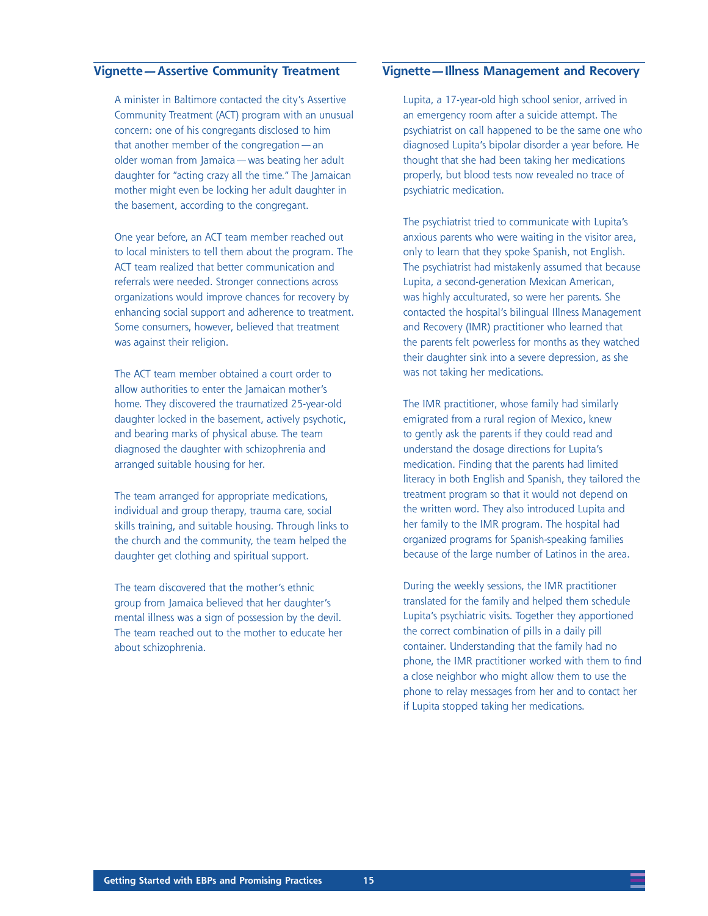## Vignette—Assertive Community Treatment

A minister in Baltimore contacted the city's Assertive Community Treatment (ACT) program with an unusual concern: one of his congregants disclosed to him that another member of the congregation—an older woman from Jamaica—was beating her adult daughter for "acting crazy all the time." The Jamaican mother might even be locking her adult daughter in the basement, according to the congregant.

One year before, an ACT team member reached out to local ministers to tell them about the program. The ACT team realized that better communication and referrals were needed. Stronger connections across organizations would improve chances for recovery by enhancing social support and adherence to treatment. Some consumers, however, believed that treatment was against their religion.

The ACT team member obtained a court order to allow authorities to enter the Jamaican mother's home. They discovered the traumatized 25-year-old daughter locked in the basement, actively psychotic, and bearing marks of physical abuse. The team diagnosed the daughter with schizophrenia and arranged suitable housing for her.

The team arranged for appropriate medications, individual and group therapy, trauma care, social skills training, and suitable housing. Through links to the church and the community, the team helped the daughter get clothing and spiritual support.

The team discovered that the mother's ethnic group from Jamaica believed that her daughter's mental illness was a sign of possession by the devil. The team reached out to the mother to educate her about schizophrenia.

## Vignette—Illness Management and Recovery

Lupita, a 17-year-old high school senior, arrived in an emergency room after a suicide attempt. The psychiatrist on call happened to be the same one who diagnosed Lupita's bipolar disorder a year before. He thought that she had been taking her medications properly, but blood tests now revealed no trace of psychiatric medication.

The psychiatrist tried to communicate with Lupita's anxious parents who were waiting in the visitor area, only to learn that they spoke Spanish, not English. The psychiatrist had mistakenly assumed that because Lupita, a second-generation Mexican American, was highly acculturated, so were her parents. She contacted the hospital's bilingual Illness Management and Recovery (IMR) practitioner who learned that the parents felt powerless for months as they watched their daughter sink into a severe depression, as she was not taking her medications.

The IMR practitioner, whose family had similarly emigrated from a rural region of Mexico, knew to gently ask the parents if they could read and understand the dosage directions for Lupita's medication. Finding that the parents had limited literacy in both English and Spanish, they tailored the treatment program so that it would not depend on the written word. They also introduced Lupita and her family to the IMR program. The hospital had organized programs for Spanish-speaking families because of the large number of Latinos in the area.

During the weekly sessions, the IMR practitioner translated for the family and helped them schedule Lupita's psychiatric visits. Together they apportioned the correct combination of pills in a daily pill container. Understanding that the family had no phone, the IMR practitioner worked with them to find a close neighbor who might allow them to use the phone to relay messages from her and to contact her if Lupita stopped taking her medications.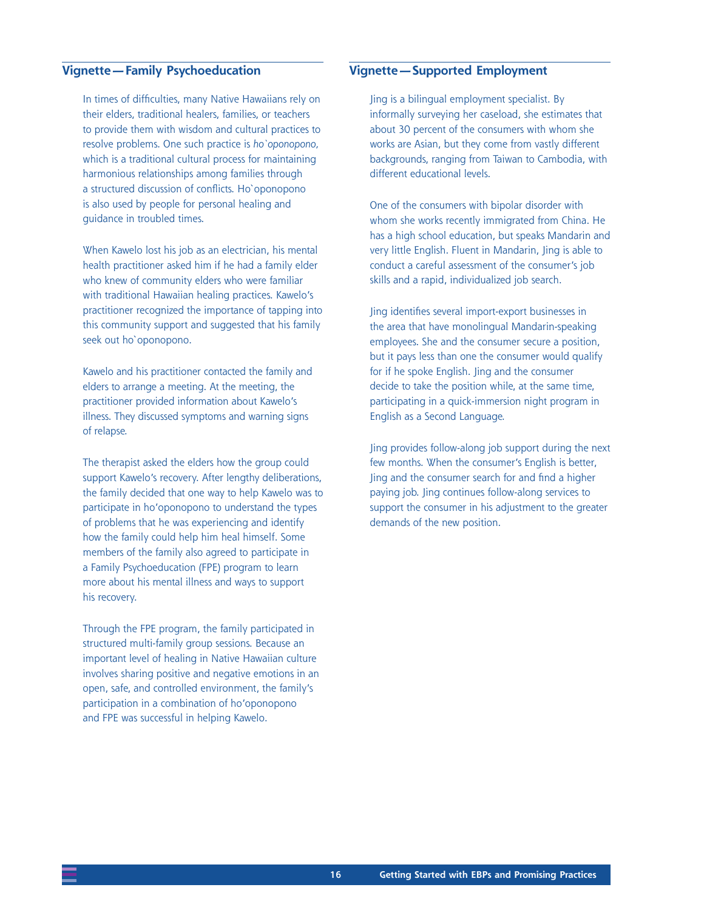## Vignette — Family Psychoeducation

In times of difficulties, many Native Hawaiians rely on their elders, traditional healers, families, or teachers to provide them with wisdom and cultural practices to resolve problems. One such practice is *ho`oponopono,* which is a traditional cultural process for maintaining harmonious relationships among families through a structured discussion of conflicts. Ho`oponopono is also used by people for personal healing and guidance in troubled times.

When Kawelo lost his job as an electrician, his mental health practitioner asked him if he had a family elder who knew of community elders who were familiar with traditional Hawaiian healing practices. Kawelo's practitioner recognized the importance of tapping into this community support and suggested that his family seek out ho`oponopono.

Kawelo and his practitioner contacted the family and elders to arrange a meeting. At the meeting, the practitioner provided information about Kawelo's illness. They discussed symptoms and warning signs of relapse.

The therapist asked the elders how the group could support Kawelo's recovery. After lengthy deliberations, the family decided that one way to help Kawelo was to participate in ho'oponopono to understand the types of problems that he was experiencing and identify how the family could help him heal himself. Some members of the family also agreed to participate in a Family Psychoeducation (FPE) program to learn more about his mental illness and ways to support his recovery.

Through the FPE program, the family participated in structured multi-family group sessions. Because an important level of healing in Native Hawaiian culture involves sharing positive and negative emotions in an open, safe, and controlled environment, the family's participation in a combination of ho'oponopono and FPE was successful in helping Kawelo.

## Vignette — Supported Employment

Jing is a bilingual employment specialist. By informally surveying her caseload, she estimates that about 30 percent of the consumers with whom she works are Asian, but they come from vastly different backgrounds, ranging from Taiwan to Cambodia, with different educational levels.

One of the consumers with bipolar disorder with whom she works recently immigrated from China. He has a high school education, but speaks Mandarin and very little English. Fluent in Mandarin, Jing is able to conduct a careful assessment of the consumer's job skills and a rapid, individualized job search.

Jing identifies several import-export businesses in the area that have monolingual Mandarin-speaking employees. She and the consumer secure a position, but it pays less than one the consumer would qualify for if he spoke English. Jing and the consumer decide to take the position while, at the same time, participating in a quick-immersion night program in English as a Second Language.

Jing provides follow-along job support during the next few months. When the consumer's English is better, Jing and the consumer search for and find a higher paying job. Jing continues follow-along services to support the consumer in his adjustment to the greater demands of the new position.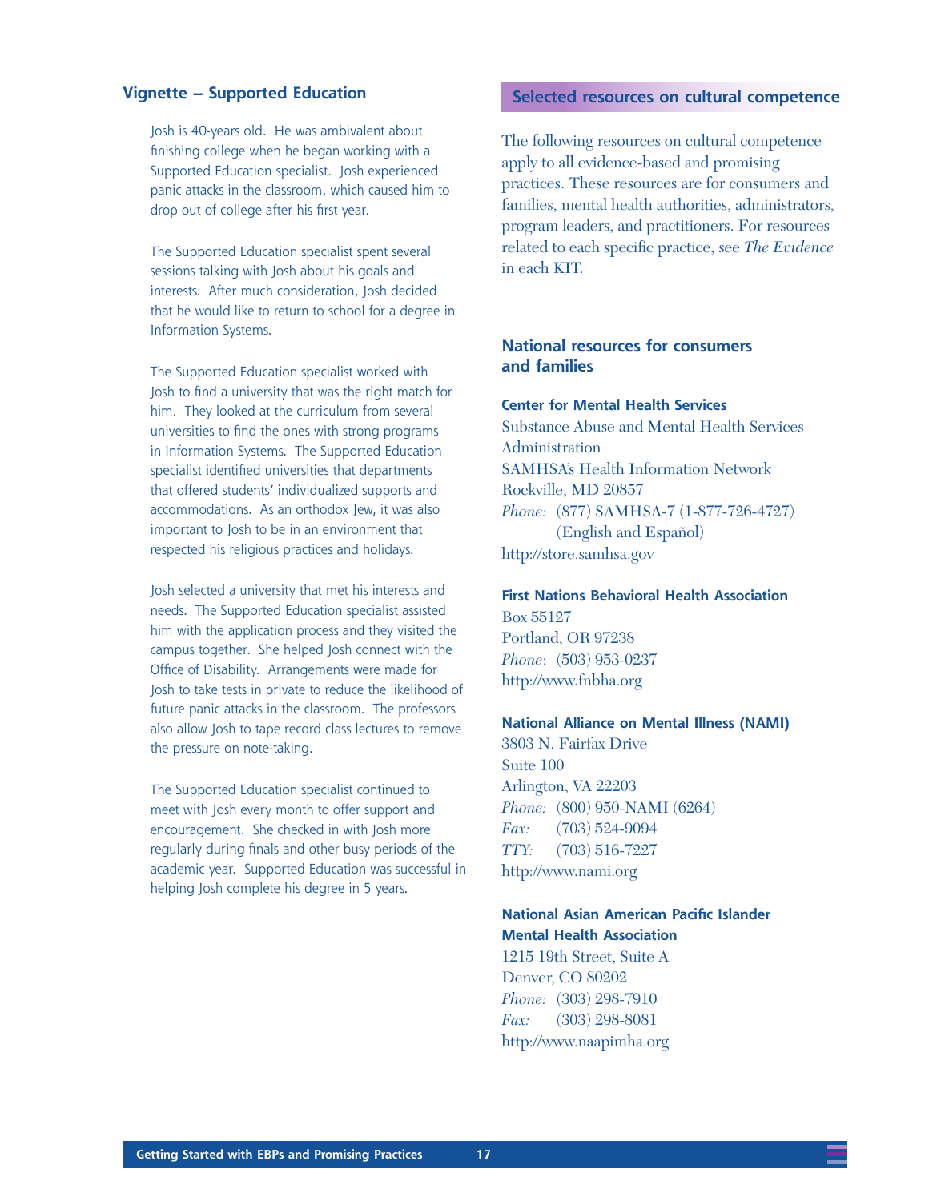## Vignette – Supported Education

Josh is 40-years old. He was ambivalent about finishing college when he began working with a Supported Education specialist. Josh experienced panic attacks in the classroom, which caused him to drop out of college after his first year.

The Supported Education specialist spent several sessions talking with Josh about his goals and interests. After much consideration, Josh decided that he would like to return to school for a degree in Information Systems.

The Supported Education specialist worked with Josh to find a university that was the right match for him. They looked at the curriculum from several universities to find the ones with strong programs in Information Systems. The Supported Education specialist identified universities that departments that offered students' individualized supports and accommodations. As an orthodox Jew, it was also important to Josh to be in an environment that respected his religious practices and holidays.

Josh selected a university that met his interests and needs. The Supported Education specialist assisted him with the application process and they visited the campus together. She helped Josh connect with the Office of Disability. Arrangements were made for Josh to take tests in private to reduce the likelihood of future panic attacks in the classroom. The professors also allow Josh to tape record class lectures to remove the pressure on note-taking.

The Supported Education specialist continued to meet with Josh every month to offer support and encouragement. She checked in with Josh more regularly during finals and other busy periods of the academic year. Supported Education was successful in helping Josh complete his degree in 5 years.

## Selected resources on cultural competence

The following resources on cultural competence apply to all evidence-based and promising practices. These resources are for consumers and families, mental health authorities, administrators, program leaders, and practitioners. For resources related to each specific practice, see *The Evidence* in each KIT.

### National resources for consumers and families

**Center for Mental Health Services**
Substance Abuse and Mental Health Services Administration
SAMHSA's Health Information Network
Rockville, MD 20857
*Phone:* (877) SAMHSA-7 (1-877-726-4727) (English and Español)
http://store.samhsa.gov

**First Nations Behavioral Health Association**
Box 55127
Portland, OR 97238
*Phone*: (503) 953-0237
http://www.fnbha.org

**National Alliance on Mental Illness (NAMI)**
3803 N. Fairfax Drive
Suite 100
Arlington, VA 22203
*Phone:* (800) 950-NAMI (6264)
*Fax:* (703) 524-9094
*TTY:* (703) 516-7227
http://www.nami.org

**National Asian American Pacific Islander Mental Health Association**
1215 19th Street, Suite A
Denver, CO 80202
*Phone:* (303) 298-7910
*Fax:* (303) 298-8081
http://www.naapimha.org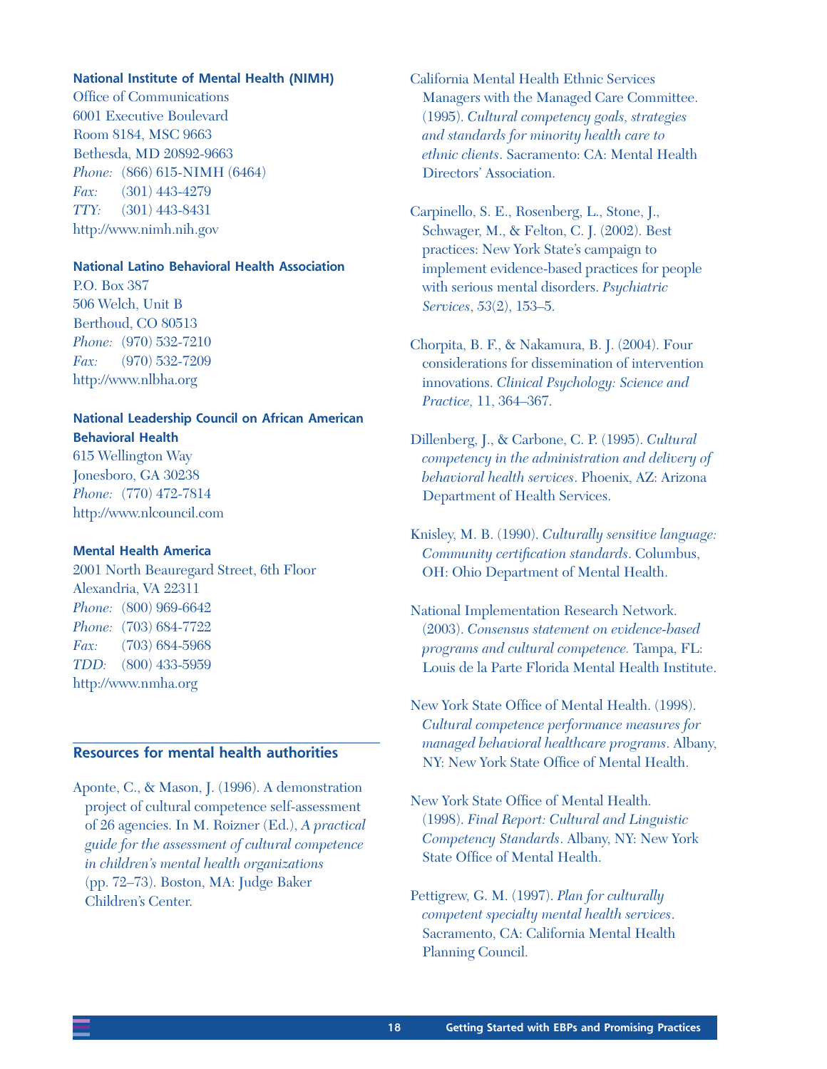**National Institute of Mental Health (NIMH)**
Office of Communications
6001 Executive Boulevard
Room 8184, MSC 9663
Bethesda, MD 20892-9663
*Phone:* (866) 615-NIMH (6464)
*Fax:* (301) 443-4279
*TTY:* (301) 443-8431
http://www.nimh.nih.gov

**National Latino Behavioral Health Association**
P.O. Box 387
506 Welch, Unit B
Berthoud, CO 80513
*Phone:* (970) 532-7210
*Fax:* (970) 532-7209
http://www.nlbha.org

**National Leadership Council on African American Behavioral Health**
615 Wellington Way
Jonesboro, GA 30238
*Phone:* (770) 472-7814
http://www.nlcouncil.com

**Mental Health America**
2001 North Beauregard Street, 6th Floor
Alexandria, VA 22311
*Phone:* (800) 969-6642
*Phone:* (703) 684-7722
*Fax:* (703) 684-5968
*TDD:* (800) 433-5959
http://www.nmha.org

## Resources for mental health authorities

Aponte, C., & Mason, J. (1996). A demonstration project of cultural competence self-assessment of 26 agencies. In M. Roizner (Ed.), *A practical guide for the assessment of cultural competence in children's mental health organizations* (pp. 72–73). Boston, MA: Judge Baker Children's Center.

California Mental Health Ethnic Services Managers with the Managed Care Committee. (1995). *Cultural competency goals, strategies and standards for minority health care to ethnic clients*. Sacramento: CA: Mental Health Directors' Association.

Carpinello, S. E., Rosenberg, L., Stone, J., Schwager, M., & Felton, C. J. (2002). Best practices: New York State's campaign to implement evidence-based practices for people with serious mental disorders. *Psychiatric Services*, *53*(2), 153–5.

Chorpita, B. F., & Nakamura, B. J. (2004). Four considerations for dissemination of intervention innovations. *Clinical Psychology: Science and Practice,* 11, 364–367.

Dillenberg, J., & Carbone, C. P. (1995). *Cultural competency in the administration and delivery of behavioral health services*. Phoenix, AZ: Arizona Department of Health Services.

Knisley, M. B. (1990). *Culturally sensitive language: Community certification standards*. Columbus, OH: Ohio Department of Mental Health.

National Implementation Research Network. (2003). *Consensus statement on evidence-based programs and cultural competence.* Tampa, FL: Louis de la Parte Florida Mental Health Institute.

New York State Office of Mental Health. (1998). *Cultural competence performance measures for managed behavioral healthcare programs*. Albany, NY: New York State Office of Mental Health.

New York State Office of Mental Health. (1998). *Final Report: Cultural and Linguistic Competency Standards*. Albany, NY: New York State Office of Mental Health.

Pettigrew, G. M. (1997). *Plan for culturally competent specialty mental health services*. Sacramento, CA: California Mental Health Planning Council.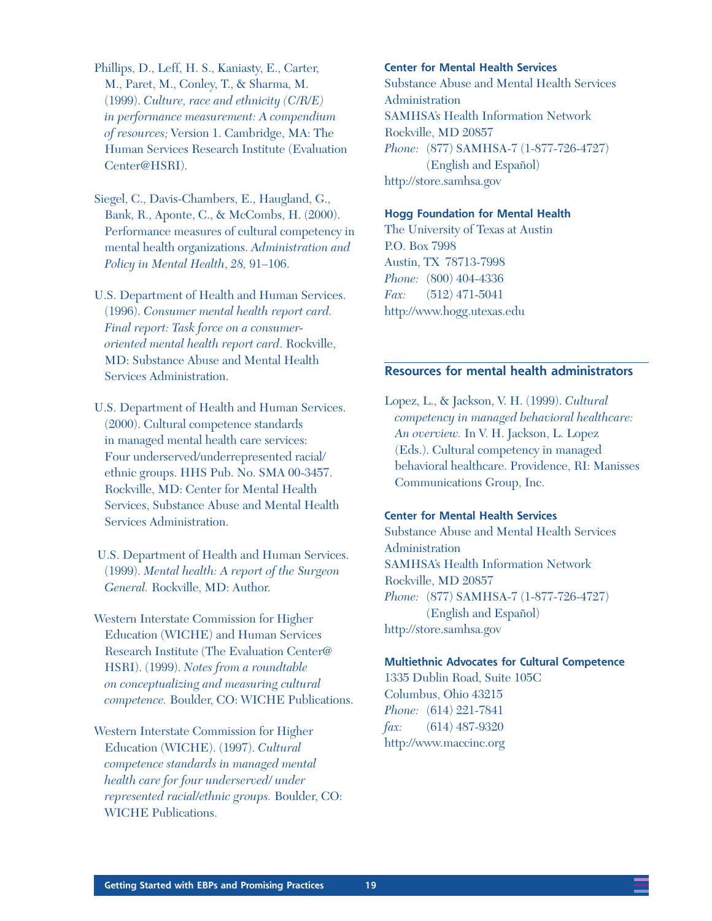Phillips, D., Leff, H. S., Kaniasty, E., Carter, M., Paret, M., Conley, T., & Sharma, M. (1999). *Culture, race and ethnicity (C/R/E) in performance measurement: A compendium of resources;* Version 1. Cambridge, MA: The Human Services Research Institute (Evaluation Center@HSRI).

Siegel, C., Davis-Chambers, E., Haugland, G., Bank, R., Aponte, C., & McCombs, H. (2000). Performance measures of cultural competency in mental health organizations. *Administration and Policy in Mental Health*, *28,* 91–106.

U.S. Department of Health and Human Services. (1996). *Consumer mental health report card. Final report: Task force on a consumer-oriented mental health report card*. Rockville, MD: Substance Abuse and Mental Health Services Administration.

U.S. Department of Health and Human Services. (2000). Cultural competence standards in managed mental health care services: Four underserved/underrepresented racial/ethnic groups. HHS Pub. No. SMA 00-3457. Rockville, MD: Center for Mental Health Services, Substance Abuse and Mental Health Services Administration.

U.S. Department of Health and Human Services. (1999). *Mental health: A report of the Surgeon General.* Rockville, MD: Author.

Western Interstate Commission for Higher Education (WICHE) and Human Services Research Institute (The Evaluation Center@ HSRI). (1999). *Notes from a roundtable on conceptualizing and measuring cultural competence.* Boulder, CO: WICHE Publications.

Western Interstate Commission for Higher Education (WICHE). (1997). *Cultural competence standards in managed mental health care for four underserved/ under represented racial/ethnic groups.* Boulder, CO: WICHE Publications.

**Center for Mental Health Services**
Substance Abuse and Mental Health Services Administration
SAMHSA's Health Information Network
Rockville, MD 20857
*Phone:* (877) SAMHSA-7 (1-877-726-4727) (English and Español)
http://store.samhsa.gov

**Hogg Foundation for Mental Health**
The University of Texas at Austin
P.O. Box 7998
Austin, TX 78713-7998
*Phone:* (800) 404-4336
*Fax:* (512) 471-5041
http://www.hogg.utexas.edu

## Resources for mental health administrators

Lopez, L., & Jackson, V. H. (1999). *Cultural competency in managed behavioral healthcare: An overview.* In V. H. Jackson, L. Lopez (Eds.). Cultural competency in managed behavioral healthcare. Providence, RI: Manisses Communications Group, Inc.

**Center for Mental Health Services**
Substance Abuse and Mental Health Services Administration
SAMHSA's Health Information Network
Rockville, MD 20857
*Phone:* (877) SAMHSA-7 (1-877-726-4727) (English and Español)
http://store.samhsa.gov

**Multiethnic Advocates for Cultural Competence**
1335 Dublin Road, Suite 105C
Columbus, Ohio 43215
*Phone:* (614) 221-7841
*fax:* (614) 487-9320
http://www.maccinc.org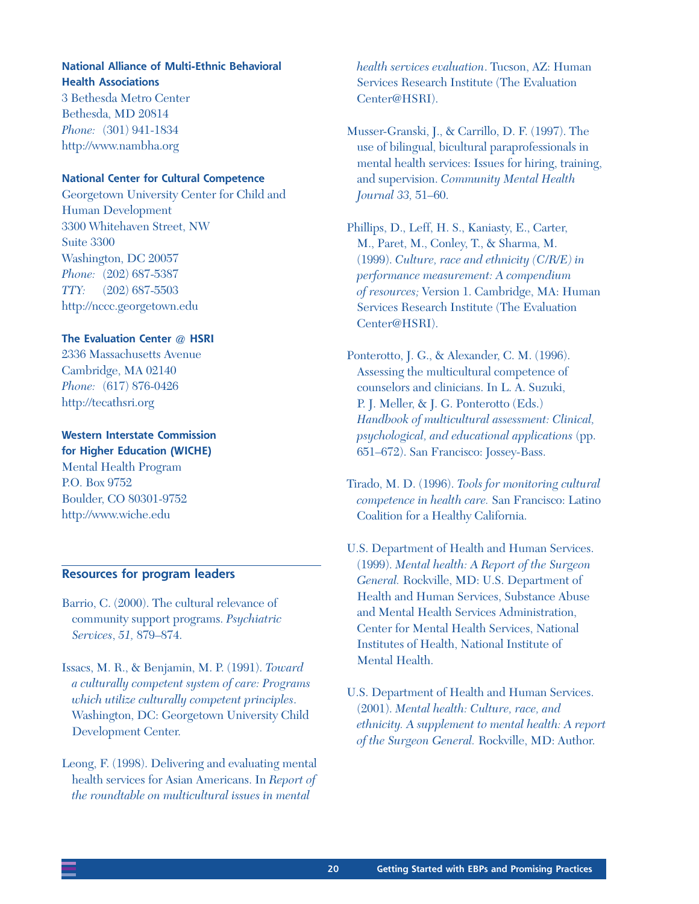**National Alliance of Multi-Ethnic Behavioral Health Associations**
3 Bethesda Metro Center
Bethesda, MD 20814
*Phone:* (301) 941-1834
http://www.nambha.org

**National Center for Cultural Competence**
Georgetown University Center for Child and Human Development
3300 Whitehaven Street, NW
Suite 3300
Washington, DC 20057
*Phone:* (202) 687-5387
*TTY:* (202) 687-5503
http://nccc.georgetown.edu

**The Evaluation Center @ HSRI**
2336 Massachusetts Avenue
Cambridge, MA 02140
*Phone:* (617) 876-0426
http://tecathsri.org

**Western Interstate Commission for Higher Education (WICHE)**
Mental Health Program
P.O. Box 9752
Boulder, CO 80301-9752
http://www.wiche.edu

## Resources for program leaders

Barrio, C. (2000). The cultural relevance of community support programs. *Psychiatric Services*, *51,* 879–874.

Issacs, M. R., & Benjamin, M. P. (1991). *Toward a culturally competent system of care: Programs which utilize culturally competent principles*. Washington, DC: Georgetown University Child Development Center.

Leong, F. (1998). Delivering and evaluating mental health services for Asian Americans. In *Report of the roundtable on multicultural issues in mental health services evaluation*. Tucson, AZ: Human Services Research Institute (The Evaluation Center@HSRI).

Musser-Granski, J., & Carrillo, D. F. (1997). The use of bilingual, bicultural paraprofessionals in mental health services: Issues for hiring, training, and supervision. *Community Mental Health Journal 33,* 51–60.

Phillips, D., Leff, H. S., Kaniasty, E., Carter, M., Paret, M., Conley, T., & Sharma, M. (1999). *Culture, race and ethnicity (C/R/E) in performance measurement: A compendium of resources;* Version 1. Cambridge, MA: Human Services Research Institute (The Evaluation Center@HSRI).

Ponterotto, J. G., & Alexander, C. M. (1996). Assessing the multicultural competence of counselors and clinicians. In L. A. Suzuki, P. J. Meller, & J. G. Ponterotto (Eds.) *Handbook of multicultural assessment: Clinical, psychological, and educational applications* (pp. 651–672). San Francisco: Jossey-Bass.

Tirado, M. D. (1996). *Tools for monitoring cultural competence in health care.* San Francisco: Latino Coalition for a Healthy California.

U.S. Department of Health and Human Services. (1999). *Mental health: A Report of the Surgeon General.* Rockville, MD: U.S. Department of Health and Human Services, Substance Abuse and Mental Health Services Administration, Center for Mental Health Services, National Institutes of Health, National Institute of Mental Health.

U.S. Department of Health and Human Services. (2001). *Mental health: Culture, race, and ethnicity. A supplement to mental health: A report of the Surgeon General.* Rockville, MD: Author.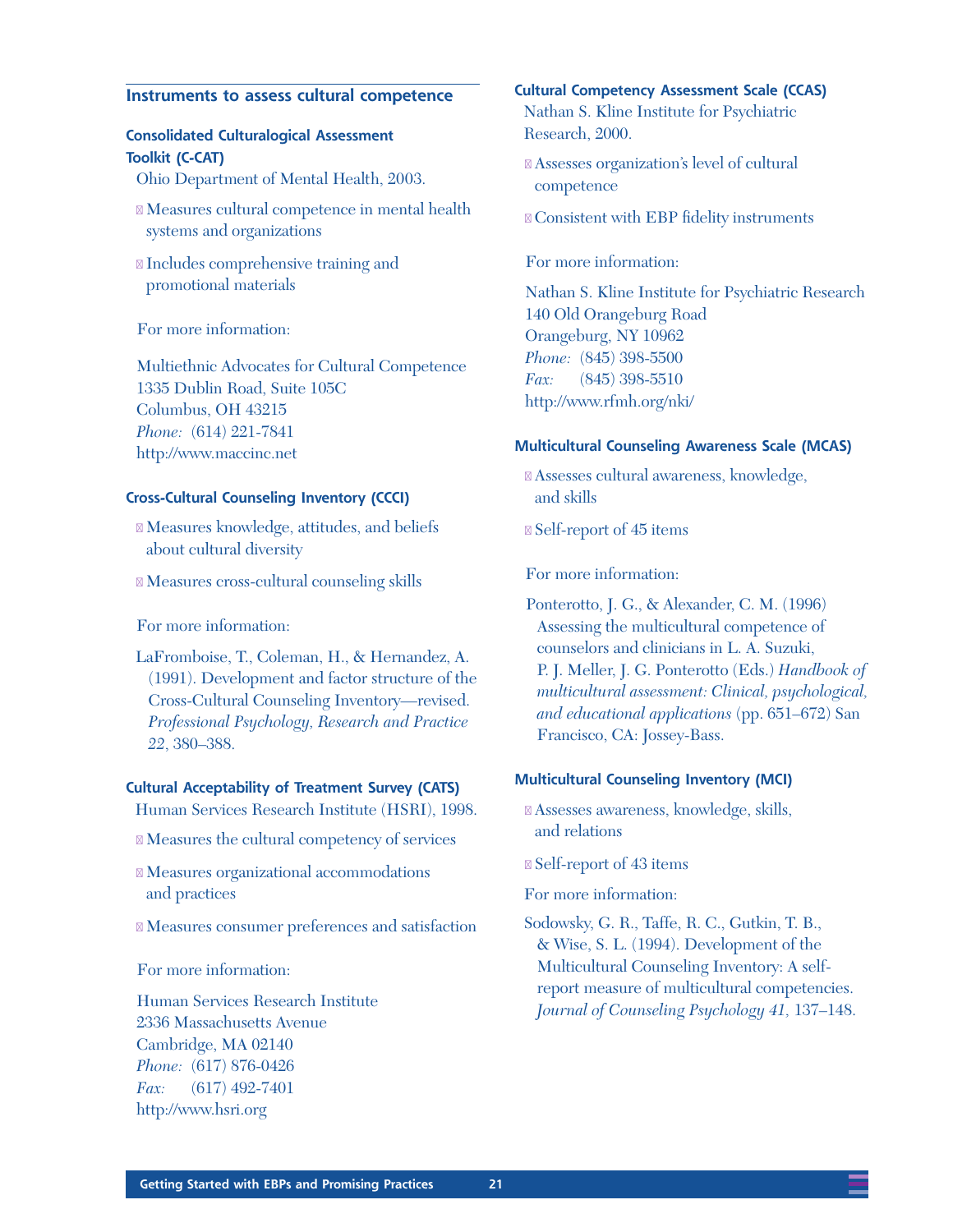## Instruments to assess cultural competence

### Consolidated Culturalogical Assessment Toolkit (C-CAT)

Ohio Department of Mental Health, 2003.

- Measures cultural competence in mental health systems and organizations
- Includes comprehensive training and promotional materials

For more information:

Multiethnic Advocates for Cultural Competence
1335 Dublin Road, Suite 105C
Columbus, OH 43215
*Phone:* (614) 221-7841
http://www.maccinc.net

### Cross-Cultural Counseling Inventory (CCCI)

- Measures knowledge, attitudes, and beliefs about cultural diversity
- Measures cross-cultural counseling skills

For more information:

LaFromboise, T., Coleman, H., & Hernandez, A. (1991). Development and factor structure of the Cross-Cultural Counseling Inventory—revised. *Professional Psychology, Research and Practice 22*, 380–388.

### Cultural Acceptability of Treatment Survey (CATS)

Human Services Research Institute (HSRI), 1998.

- Measures the cultural competency of services
- Measures organizational accommodations and practices
- Measures consumer preferences and satisfaction

For more information:

Human Services Research Institute
2336 Massachusetts Avenue
Cambridge, MA 02140
*Phone:* (617) 876-0426
*Fax:* (617) 492-7401
http://www.hsri.org

### Cultural Competency Assessment Scale (CCAS)

Nathan S. Kline Institute for Psychiatric Research, 2000.

- Assesses organization's level of cultural competence
- Consistent with EBP fidelity instruments

For more information:

Nathan S. Kline Institute for Psychiatric Research
140 Old Orangeburg Road
Orangeburg, NY 10962
*Phone:* (845) 398-5500
*Fax:* (845) 398-5510
http://www.rfmh.org/nki/

### Multicultural Counseling Awareness Scale (MCAS)

- Assesses cultural awareness, knowledge, and skills
- Self-report of 45 items

For more information:

Ponterotto, J. G., & Alexander, C. M. (1996) Assessing the multicultural competence of counselors and clinicians in L. A. Suzuki, P. J. Meller, J. G. Ponterotto (Eds.) *Handbook of multicultural assessment: Clinical, psychological, and educational applications* (pp. 651–672) San Francisco, CA: Jossey-Bass.

### Multicultural Counseling Inventory (MCI)

- Assesses awareness, knowledge, skills, and relations
- Self-report of 43 items

For more information:

Sodowsky, G. R., Taffe, R. C., Gutkin, T. B., & Wise, S. L. (1994). Development of the Multicultural Counseling Inventory: A self-report measure of multicultural competencies. *Journal of Counseling Psychology 41*, 137–148.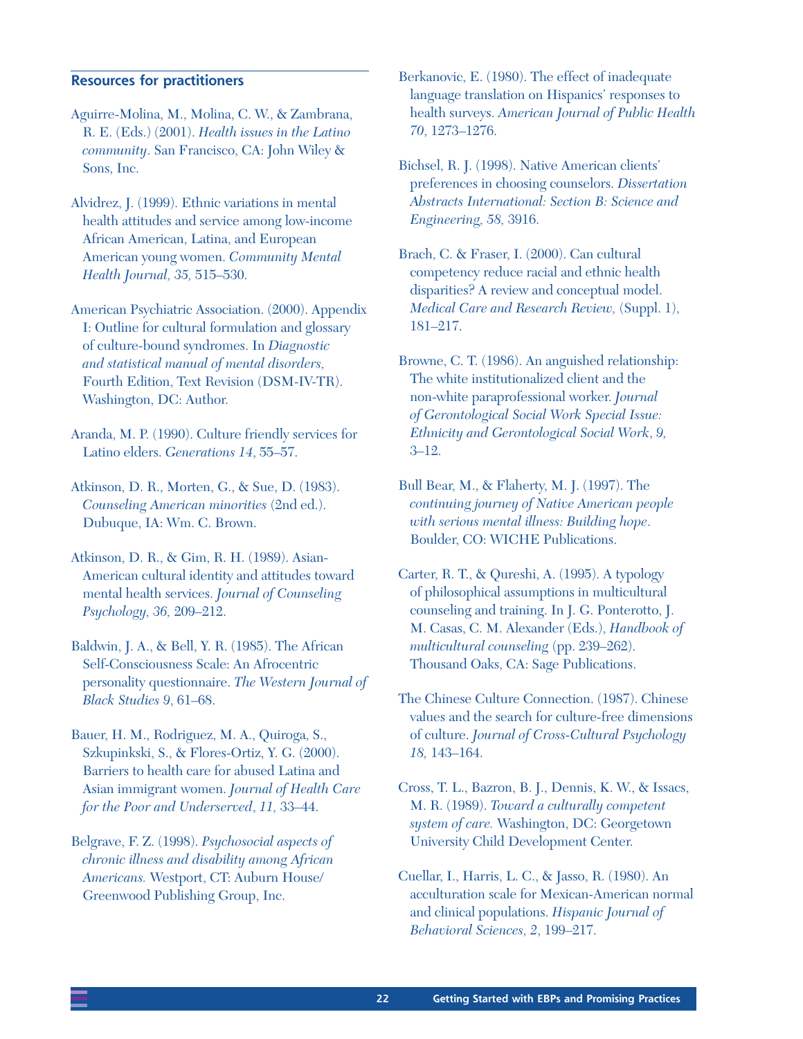## Resources for practitioners

Aguirre-Molina, M., Molina, C. W., & Zambrana, R. E. (Eds.) (2001). *Health issues in the Latino community*. San Francisco, CA: John Wiley & Sons, Inc.

Alvidrez, J. (1999). Ethnic variations in mental health attitudes and service among low-income African American, Latina, and European American young women. *Community Mental Health Journal, 35,* 515–530.

American Psychiatric Association. (2000). Appendix I: Outline for cultural formulation and glossary of culture-bound syndromes. In *Diagnostic and statistical manual of mental disorders,* Fourth Edition, Text Revision (DSM-IV-TR). Washington, DC: Author.

Aranda, M. P. (1990). Culture friendly services for Latino elders. *Generations 14*, 55–57.

Atkinson, D. R., Morten, G., & Sue, D. (1983). *Counseling American minorities* (2nd ed.). Dubuque, IA: Wm. C. Brown.

Atkinson, D. R., & Gim, R. H. (1989). Asian-American cultural identity and attitudes toward mental health services. *Journal of Counseling Psychology, 36,* 209–212.

Baldwin, J. A., & Bell, Y. R. (1985). The African Self-Consciousness Scale: An Afrocentric personality questionnaire. *The Western Journal of Black Studies 9*, 61–68.

Bauer, H. M., Rodriguez, M. A., Quiroga, S., Szkupinkski, S., & Flores-Ortiz, Y. G. (2000). Barriers to health care for abused Latina and Asian immigrant women. *Journal of Health Care for the Poor and Underserved*, *11,* 33–44.

Belgrave, F. Z. (1998). *Psychosocial aspects of chronic illness and disability among African Americans.* Westport, CT: Auburn House/ Greenwood Publishing Group, Inc.

Berkanovic, E. (1980). The effect of inadequate language translation on Hispanics' responses to health surveys. *American Journal of Public Health 70*, 1273–1276.

Bichsel, R. J. (1998). Native American clients' preferences in choosing counselors. *Dissertation Abstracts International: Section B: Science and Engineering, 58,* 3916.

Brach, C. & Fraser, I. (2000). Can cultural competency reduce racial and ethnic health disparities? A review and conceptual model. *Medical Care and Research Review,* (Suppl. 1), 181–217.

Browne, C. T. (1986). An anguished relationship: The white institutionalized client and the non-white paraprofessional worker. *Journal of Gerontological Social Work Special Issue: Ethnicity and Gerontological Social Work*, *9,* 3–12.

Bull Bear, M., & Flaherty, M. J. (1997). The *continuing journey of Native American people with serious mental illness: Building hope*. Boulder, CO: WICHE Publications.

Carter, R. T., & Qureshi, A. (1995). A typology of philosophical assumptions in multicultural counseling and training. In J. G. Ponterotto, J. M. Casas, C. M. Alexander (Eds.), *Handbook of multicultural counseling* (pp. 239–262). Thousand Oaks, CA: Sage Publications.

The Chinese Culture Connection. (1987). Chinese values and the search for culture-free dimensions of culture. *Journal of Cross-Cultural Psychology 18,* 143–164.

Cross, T. L., Bazron, B. J., Dennis, K. W., & Issacs, M. R. (1989). *Toward a culturally competent system of care.* Washington, DC: Georgetown University Child Development Center.

Cuellar, I., Harris, L. C., & Jasso, R. (1980). An acculturation scale for Mexican-American normal and clinical populations. *Hispanic Journal of Behavioral Sciences, 2*, 199–217.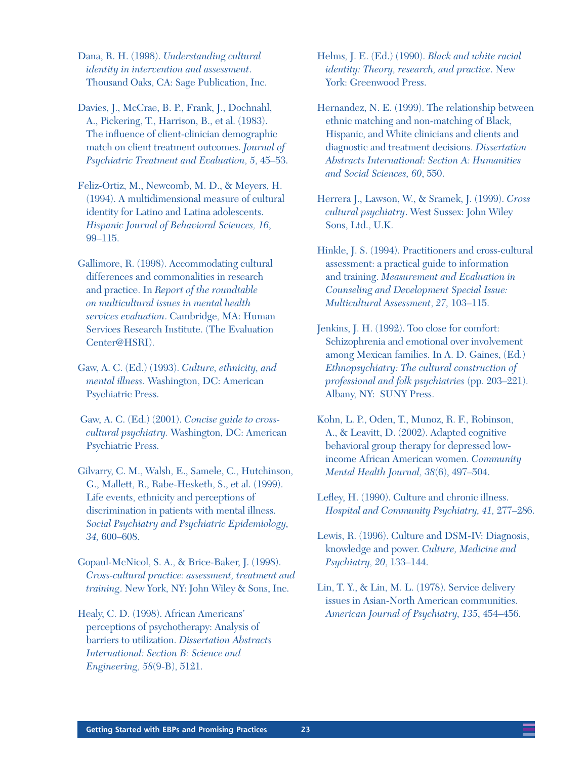Dana, R. H. (1998). *Understanding cultural identity in intervention and assessment*. Thousand Oaks, CA: Sage Publication, Inc.

Davies, J., McCrae, B. P., Frank, J., Dochnahl, A., Pickering, T., Harrison, B., et al. (1983). The influence of client-clinician demographic match on client treatment outcomes. *Journal of Psychiatric Treatment and Evaluation, 5*, 45–53.

Feliz-Ortiz, M., Newcomb, M. D., & Meyers, H. (1994). A multidimensional measure of cultural identity for Latino and Latina adolescents. *Hispanic Journal of Behavioral Sciences, 16*, 99–115.

Gallimore, R. (1998). Accommodating cultural differences and commonalities in research and practice. In *Report of the roundtable on multicultural issues in mental health services evaluation*. Cambridge, MA: Human Services Research Institute. (The Evaluation Center@HSRI).

Gaw, A. C. (Ed.) (1993). *Culture, ethnicity, and mental illness.* Washington, DC: American Psychiatric Press.

Gaw, A. C. (Ed.) (2001). *Concise guide to cross-cultural psychiatry.* Washington, DC: American Psychiatric Press.

Gilvarry, C. M., Walsh, E., Samele, C., Hutchinson, G., Mallett, R., Rabe-Hesketh, S., et al. (1999). Life events, ethnicity and perceptions of discrimination in patients with mental illness. *Social Psychiatry and Psychiatric Epidemiology, 34,* 600–608.

Gopaul-McNicol, S. A., & Brice-Baker, J. (1998). *Cross-cultural practice: assessment, treatment and training*. New York, NY: John Wiley & Sons, Inc.

Healy, C. D. (1998). African Americans' perceptions of psychotherapy: Analysis of barriers to utilization. *Dissertation Abstracts International: Section B: Science and Engineering, 58*(9-B), 5121.

Helms, J. E. (Ed.) (1990). *Black and white racial identity: Theory, research, and practice*. New York: Greenwood Press.

Hernandez, N. E. (1999). The relationship between ethnic matching and non-matching of Black, Hispanic, and White clinicians and clients and diagnostic and treatment decisions. *Dissertation Abstracts International: Section A: Humanities and Social Sciences, 60*, 550.

Herrera J., Lawson, W., & Sramek, J. (1999). *Cross cultural psychiatry*. West Sussex: John Wiley Sons, Ltd., U.K.

Hinkle, J. S. (1994). Practitioners and cross-cultural assessment: a practical guide to information and training. *Measurement and Evaluation in Counseling and Development Special Issue: Multicultural Assessment*, *27,* 103–115.

Jenkins, J. H. (1992). Too close for comfort: Schizophrenia and emotional over involvement among Mexican families. In A. D. Gaines, (Ed.) *Ethnopsychiatry: The cultural construction of professional and folk psychiatries* (pp. 203–221). Albany, NY: SUNY Press.

Kohn, L. P., Oden, T., Munoz, R. F., Robinson, A., & Leavitt, D. (2002). Adapted cognitive behavioral group therapy for depressed low-income African American women. *Community Mental Health Journal, 38*(6), 497–504.

Lefley, H. (1990). Culture and chronic illness. *Hospital and Community Psychiatry, 41,* 277–286.

Lewis, R. (1996). Culture and DSM-IV: Diagnosis, knowledge and power. *Culture, Medicine and Psychiatry, 20*, 133–144.

Lin, T. Y., & Lin, M. L. (1978). Service delivery issues in Asian-North American communities. *American Journal of Psychiatry, 135*, 454–456.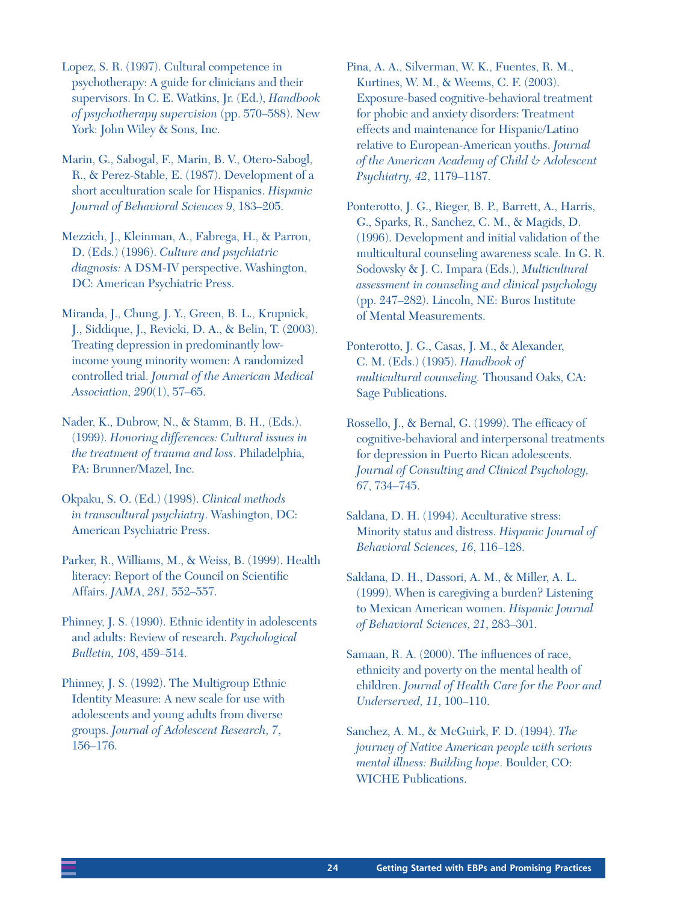Lopez, S. R. (1997). Cultural competence in psychotherapy: A guide for clinicians and their supervisors. In C. E. Watkins, Jr. (Ed.), *Handbook of psychotherapy supervision* (pp. 570–588). New York: John Wiley & Sons, Inc.

Marin, G., Sabogal, F., Marin, B. V., Otero-Sabogl, R., & Perez-Stable, E. (1987). Development of a short acculturation scale for Hispanics. *Hispanic Journal of Behavioral Sciences 9*, 183–205.

Mezzich, J., Kleinman, A., Fabrega, H., & Parron, D. (Eds.) (1996). *Culture and psychiatric diagnosis:* A DSM-IV perspective. Washington, DC: American Psychiatric Press.

Miranda, J., Chung, J. Y., Green, B. L., Krupnick, J., Siddique, J., Revicki, D. A., & Belin, T. (2003). Treating depression in predominantly low-income young minority women: A randomized controlled trial. *Journal of the American Medical Association, 290*(1), 57–65.

Nader, K., Dubrow, N., & Stamm, B. H., (Eds.). (1999). *Honoring differences: Cultural issues in the treatment of trauma and loss*. Philadelphia, PA: Brunner/Mazel, Inc.

Okpaku, S. O. (Ed.) (1998). *Clinical methods in transcultural psychiatry*. Washington, DC: American Psychiatric Press.

Parker, R., Williams, M., & Weiss, B. (1999). Health literacy: Report of the Council on Scientific Affairs. *JAMA, 281,* 552–557.

Phinney, J. S. (1990). Ethnic identity in adolescents and adults: Review of research. *Psychological Bulletin, 108*, 459–514.

Phinney, J. S. (1992). The Multigroup Ethnic Identity Measure: A new scale for use with adolescents and young adults from diverse groups. *Journal of Adolescent Research, 7*, 156–176.

Pina, A. A., Silverman, W. K., Fuentes, R. M., Kurtines, W. M., & Weems, C. F. (2003). Exposure-based cognitive-behavioral treatment for phobic and anxiety disorders: Treatment effects and maintenance for Hispanic/Latino relative to European-American youths. *Journal of the American Academy of Child & Adolescent Psychiatry, 42*, 1179–1187.

Ponterotto, J. G., Rieger, B. P., Barrett, A., Harris, G., Sparks, R., Sanchez, C. M., & Magids, D. (1996). Development and initial validation of the multicultural counseling awareness scale. In G. R. Sodowsky & J. C. Impara (Eds.), *Multicultural assessment in counseling and clinical psychology* (pp. 247–282). Lincoln, NE: Buros Institute of Mental Measurements.

Ponterotto, J. G., Casas, J. M., & Alexander, C. M. (Eds.) (1995). *Handbook of multicultural counseling.* Thousand Oaks, CA: Sage Publications.

Rossello, J., & Bernal, G. (1999). The efficacy of cognitive-behavioral and interpersonal treatments for depression in Puerto Rican adolescents. *Journal of Consulting and Clinical Psychology, 67*, 734–745.

Saldana, D. H. (1994). Acculturative stress: Minority status and distress. *Hispanic Journal of Behavioral Sciences, 16*, 116–128.

Saldana, D. H., Dassori, A. M., & Miller, A. L. (1999). When is caregiving a burden? Listening to Mexican American women. *Hispanic Journal of Behavioral Sciences, 21*, 283–301.

Samaan, R. A. (2000). The influences of race, ethnicity and poverty on the mental health of children. *Journal of Health Care for the Poor and Underserved, 11*, 100–110.

Sanchez, A. M., & McGuirk, F. D. (1994). *The journey of Native American people with serious mental illness: Building hope*. Boulder, CO: WICHE Publications.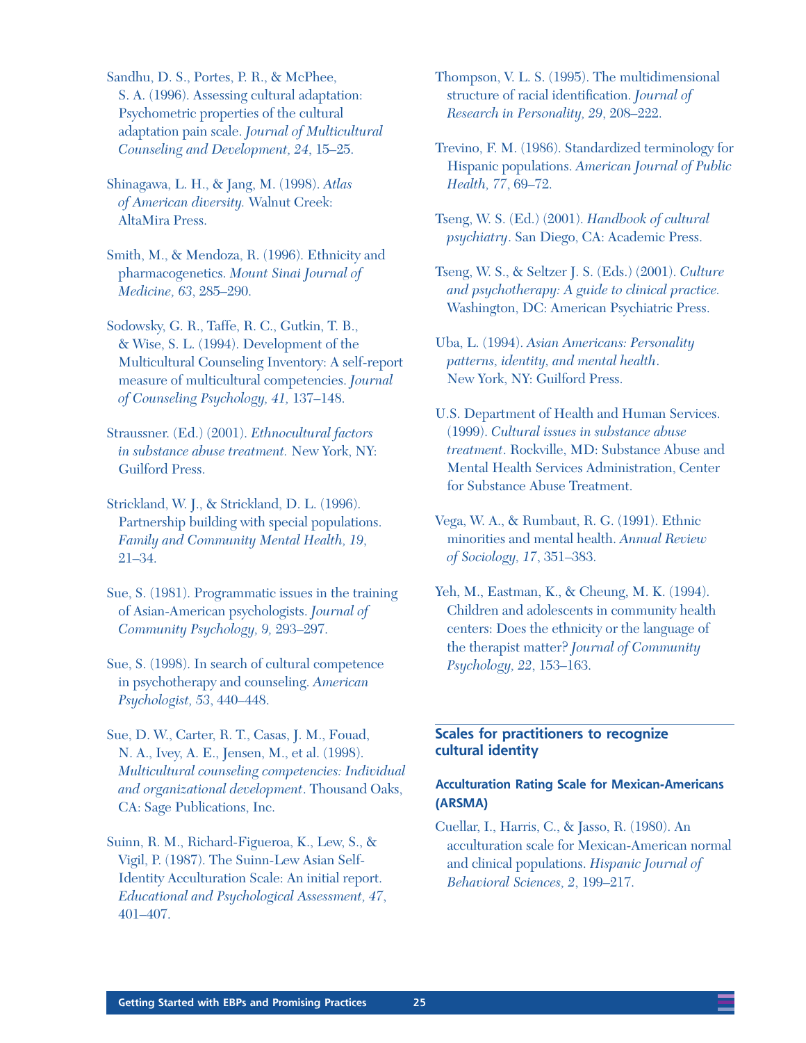Sandhu, D. S., Portes, P. R., & McPhee, S. A. (1996). Assessing cultural adaptation: Psychometric properties of the cultural adaptation pain scale. *Journal of Multicultural Counseling and Development, 24*, 15–25.

Shinagawa, L. H., & Jang, M. (1998). *Atlas of American diversity.* Walnut Creek: AltaMira Press.

Smith, M., & Mendoza, R. (1996). Ethnicity and pharmacogenetics. *Mount Sinai Journal of Medicine, 63*, 285–290.

Sodowsky, G. R., Taffe, R. C., Gutkin, T. B., & Wise, S. L. (1994). Development of the Multicultural Counseling Inventory: A self-report measure of multicultural competencies. *Journal of Counseling Psychology, 41,* 137–148.

Straussner. (Ed.) (2001). *Ethnocultural factors in substance abuse treatment.* New York, NY: Guilford Press.

Strickland, W. J., & Strickland, D. L. (1996). Partnership building with special populations. *Family and Community Mental Health, 19*, 21–34.

Sue, S. (1981). Programmatic issues in the training of Asian-American psychologists. *Journal of Community Psychology, 9,* 293–297.

Sue, S. (1998). In search of cultural competence in psychotherapy and counseling. *American Psychologist, 53*, 440–448.

Sue, D. W., Carter, R. T., Casas, J. M., Fouad, N. A., Ivey, A. E., Jensen, M., et al. (1998). *Multicultural counseling competencies: Individual and organizational development*. Thousand Oaks, CA: Sage Publications, Inc.

Suinn, R. M., Richard-Figueroa, K., Lew, S., & Vigil, P. (1987). The Suinn-Lew Asian Self-Identity Acculturation Scale: An initial report. *Educational and Psychological Assessment, 47*, 401–407.

Thompson, V. L. S. (1995). The multidimensional structure of racial identification. *Journal of Research in Personality, 29*, 208–222.

Trevino, F. M. (1986). Standardized terminology for Hispanic populations. *American Journal of Public Health, 77*, 69–72.

Tseng, W. S. (Ed.) (2001). *Handbook of cultural psychiatry*. San Diego, CA: Academic Press.

Tseng, W. S., & Seltzer J. S. (Eds.) (2001). *Culture and psychotherapy: A guide to clinical practice.* Washington, DC: American Psychiatric Press.

Uba, L. (1994). *Asian Americans: Personality patterns, identity, and mental health*. New York, NY: Guilford Press.

U.S. Department of Health and Human Services. (1999). *Cultural issues in substance abuse treatment*. Rockville, MD: Substance Abuse and Mental Health Services Administration, Center for Substance Abuse Treatment.

Vega, W. A., & Rumbaut, R. G. (1991). Ethnic minorities and mental health. *Annual Review of Sociology, 17*, 351–383.

Yeh, M., Eastman, K., & Cheung, M. K. (1994). Children and adolescents in community health centers: Does the ethnicity or the language of the therapist matter? *Journal of Community Psychology, 22*, 153–163.

## Scales for practitioners to recognize cultural identity

### Acculturation Rating Scale for Mexican-Americans (ARSMA)

Cuellar, I., Harris, C., & Jasso, R. (1980). An acculturation scale for Mexican-American normal and clinical populations. *Hispanic Journal of Behavioral Sciences, 2*, 199–217.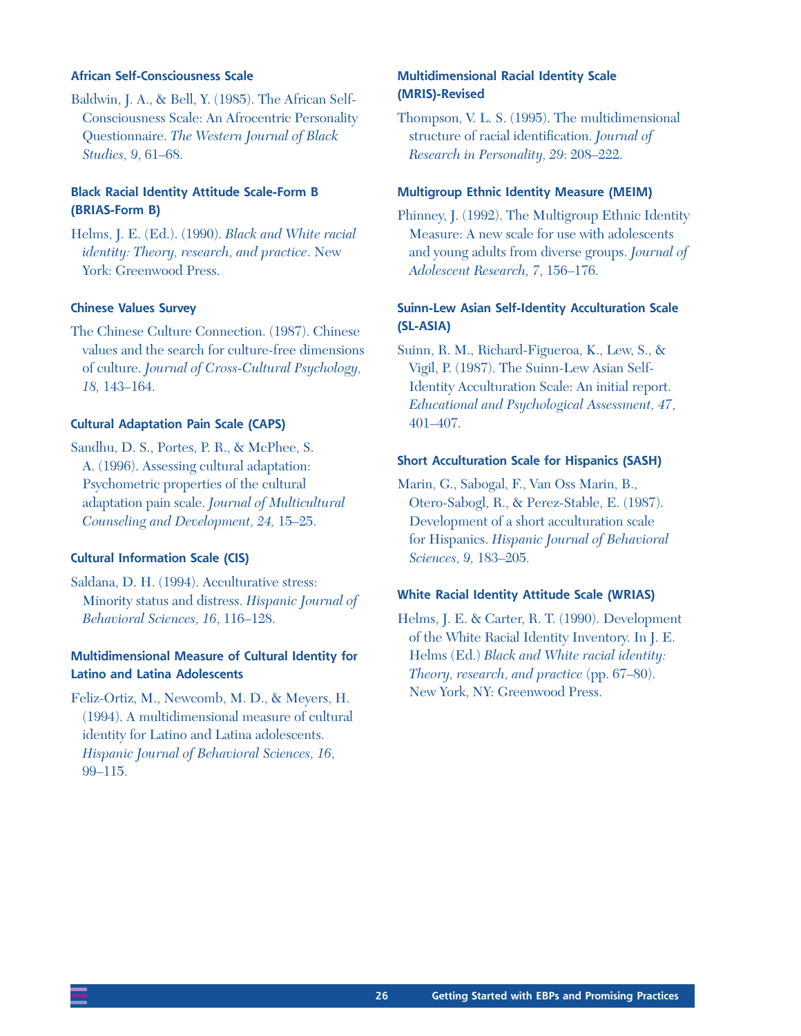**African Self-Consciousness Scale**

Baldwin, J. A., & Bell, Y. (1985). The African Self-Consciousness Scale: An Afrocentric Personality Questionnaire. *The Western Journal of Black Studies, 9*, 61–68.

**Black Racial Identity Attitude Scale-Form B (BRIAS-Form B)**

Helms, J. E. (Ed.). (1990). *Black and White racial identity: Theory, research, and practice*. New York: Greenwood Press.

**Chinese Values Survey**

The Chinese Culture Connection. (1987). Chinese values and the search for culture-free dimensions of culture. *Journal of Cross-Cultural Psychology, 18,* 143–164.

**Cultural Adaptation Pain Scale (CAPS)**

Sandhu, D. S., Portes, P. R., & McPhee, S. A. (1996). Assessing cultural adaptation: Psychometric properties of the cultural adaptation pain scale. *Journal of Multicultural Counseling and Development, 24,* 15–25.

**Cultural Information Scale (CIS)**

Saldana, D. H. (1994). Acculturative stress: Minority status and distress. *Hispanic Journal of Behavioral Sciences, 16*, 116–128.

**Multidimensional Measure of Cultural Identity for Latino and Latina Adolescents**

Feliz-Ortiz, M., Newcomb, M. D., & Meyers, H. (1994). A multidimensional measure of cultural identity for Latino and Latina adolescents. *Hispanic Journal of Behavioral Sciences, 16*, 99–115.

**Multidimensional Racial Identity Scale (MRIS)-Revised**

Thompson, V. L. S. (1995). The multidimensional structure of racial identification. *Journal of Research in Personality, 29*: 208–222.

**Multigroup Ethnic Identity Measure (MEIM)**

Phinney, J. (1992). The Multigroup Ethnic Identity Measure: A new scale for use with adolescents and young adults from diverse groups. *Journal of Adolescent Research, 7*, 156–176.

**Suinn-Lew Asian Self-Identity Acculturation Scale (SL-ASIA)**

Suinn, R. M., Richard-Figueroa, K., Lew, S., & Vigil, P. (1987). The Suinn-Lew Asian Self-Identity Acculturation Scale: An initial report. *Educational and Psychological Assessment, 47*, 401–407.

**Short Acculturation Scale for Hispanics (SASH)**

Marin, G., Sabogal, F., Van Oss Marin, B., Otero-Sabogl, R., & Perez-Stable, E. (1987). Development of a short acculturation scale for Hispanics. *Hispanic Journal of Behavioral Sciences, 9,* 183–205.

**White Racial Identity Attitude Scale (WRIAS)**

Helms, J. E. & Carter, R. T. (1990). Development of the White Racial Identity Inventory. In J. E. Helms (Ed.) *Black and White racial identity: Theory, research, and practice* (pp. 67–80). New York, NY: Greenwood Press.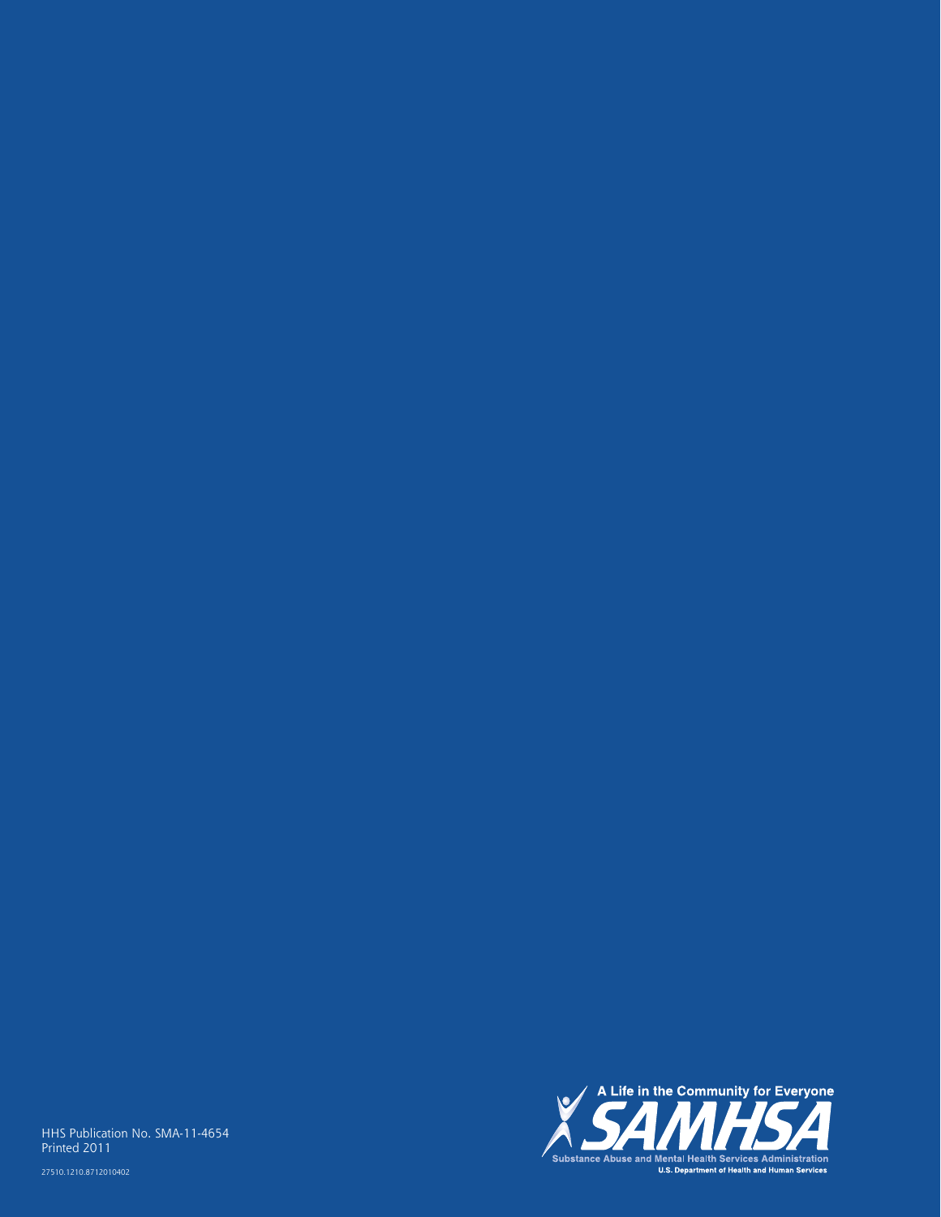HHS Publication No. SMA-11-4654
Printed 2011

27510.1210.8712010402

A Life in the Community for Everyone

SAMHSA

Substance Abuse and Mental Health Services Administration
U.S. Department of Health and Human Services